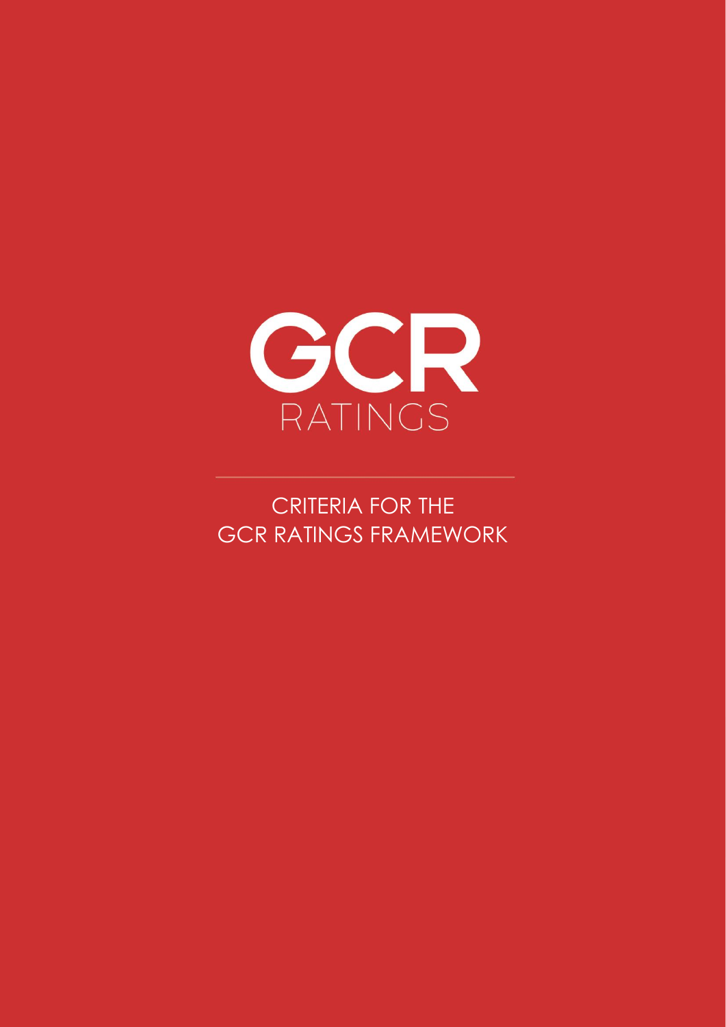GCR

RATINGS

# CRITERIA FOR THE GCR RATINGS FRAMEWORK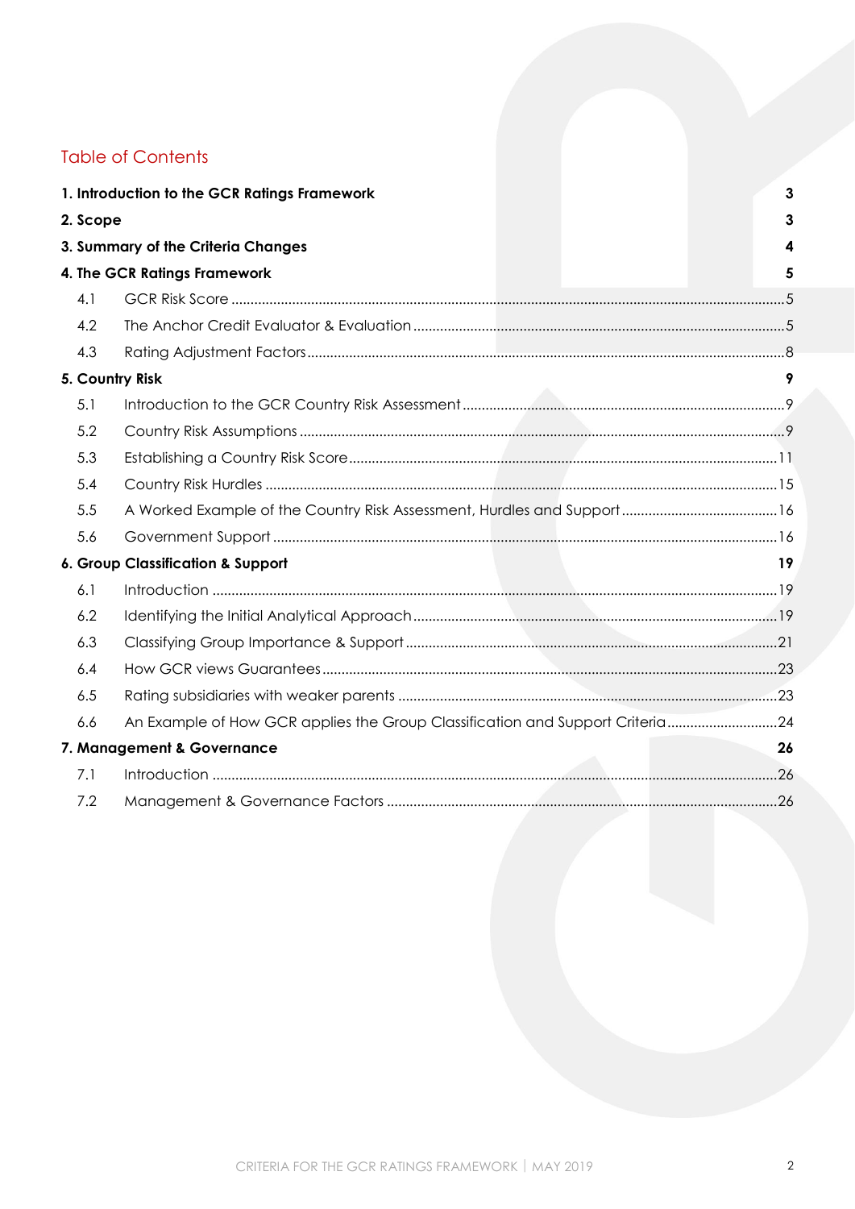# Table of Contents

**1. Introduction to the GCR Ratings Framework** 3

**2. Scope** 3

**3. Summary of the Criteria Changes** 4

**4. The GCR Ratings Framework** 5

- 4.1 GCR Risk Score ........ 5
- 4.2 The Anchor Credit Evaluator & Evaluation ........ 5
- 4.3 Rating Adjustment Factors ........ 8

**5. Country Risk** 9

- 5.1 Introduction to the GCR Country Risk Assessment ........ 9
- 5.2 Country Risk Assumptions ........ 9
- 5.3 Establishing a Country Risk Score ........ 11
- 5.4 Country Risk Hurdles ........ 15
- 5.5 A Worked Example of the Country Risk Assessment, Hurdles and Support ........ 16
- 5.6 Government Support ........ 16

**6. Group Classification & Support** 19

- 6.1 Introduction ........ 19
- 6.2 Identifying the Initial Analytical Approach ........ 19
- 6.3 Classifying Group Importance & Support ........ 21
- 6.4 How GCR views Guarantees ........ 23
- 6.5 Rating subsidiaries with weaker parents ........ 23
- 6.6 An Example of How GCR applies the Group Classification and Support Criteria ........ 24

**7. Management & Governance** 26

- 7.1 Introduction ........ 26
- 7.2 Management & Governance Factors ........ 26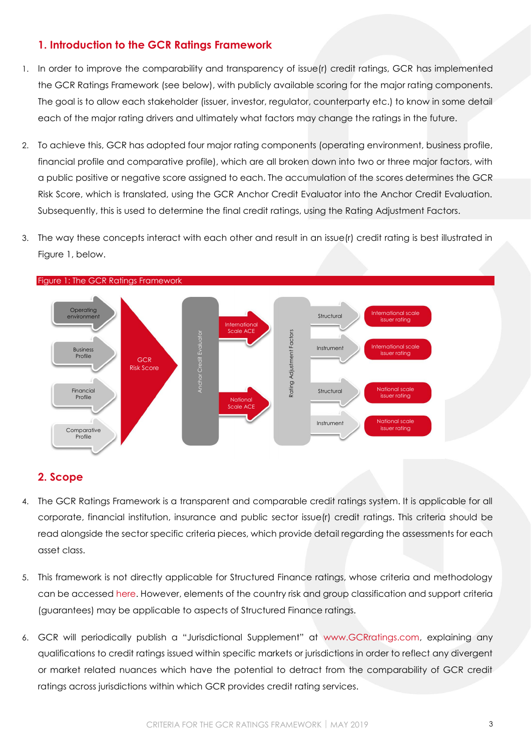## 1. Introduction to the GCR Ratings Framework

1. In order to improve the comparability and transparency of issue(r) credit ratings, GCR has implemented the GCR Ratings Framework (see below), with publicly available scoring for the major rating components. The goal is to allow each stakeholder (issuer, investor, regulator, counterparty etc.) to know in some detail each of the major rating drivers and ultimately what factors may change the ratings in the future.

2. To achieve this, GCR has adopted four major rating components (operating environment, business profile, financial profile and comparative profile), which are all broken down into two or three major factors, with a public positive or negative score assigned to each. The accumulation of the scores determines the GCR Risk Score, which is translated, using the GCR Anchor Credit Evaluator into the Anchor Credit Evaluation. Subsequently, this is used to determine the final credit ratings, using the Rating Adjustment Factors.

3. The way these concepts interact with each other and result in an issue(r) credit rating is best illustrated in Figure 1, below.

Figure 1: The GCR Ratings Framework

Operating environment
Business Profile
Financial Profile
Comparative Profile
GCR Risk Score
Anchor Credit Evaluator
International Scale ACE
National Scale ACE
Rating Adjustment Factors
Structural
Instrument
Structural
Instrument
International scale issuer rating
International scale issuer rating
National scale issuer rating
National scale issuer rating

## 2. Scope

4. The GCR Ratings Framework is a transparent and comparable credit ratings system. It is applicable for all corporate, financial institution, insurance and public sector issue(r) credit ratings. This criteria should be read alongside the sector specific criteria pieces, which provide detail regarding the assessments for each asset class.

5. This framework is not directly applicable for Structured Finance ratings, whose criteria and methodology can be accessed here. However, elements of the country risk and group classification and support criteria (guarantees) may be applicable to aspects of Structured Finance ratings.

6. GCR will periodically publish a "Jurisdictional Supplement" at www.GCRratings.com, explaining any qualifications to credit ratings issued within specific markets or jurisdictions in order to reflect any divergent or market related nuances which have the potential to detract from the comparability of GCR credit ratings across jurisdictions within which GCR provides credit rating services.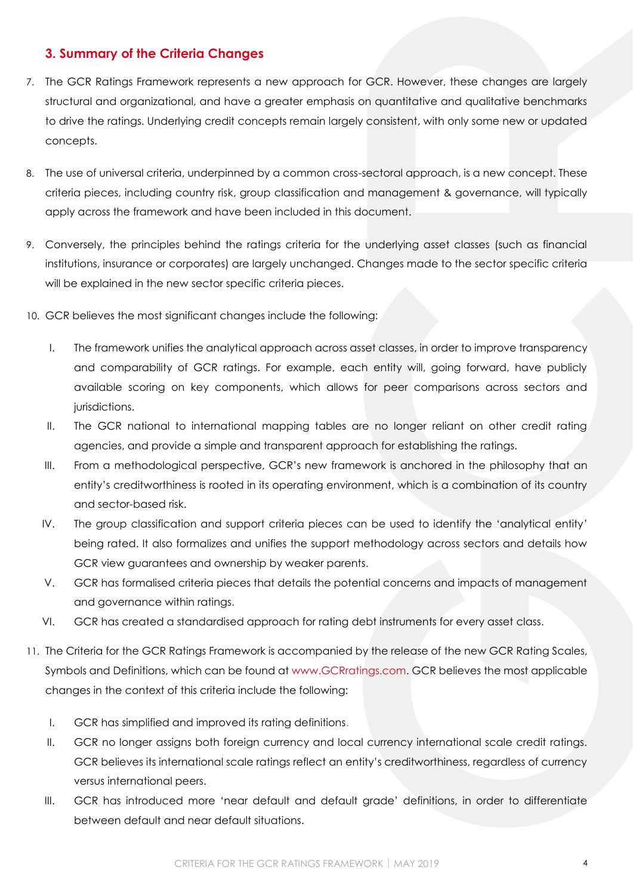## 3. Summary of the Criteria Changes

7. The GCR Ratings Framework represents a new approach for GCR. However, these changes are largely structural and organizational, and have a greater emphasis on quantitative and qualitative benchmarks to drive the ratings. Underlying credit concepts remain largely consistent, with only some new or updated concepts.

8. The use of universal criteria, underpinned by a common cross-sectoral approach, is a new concept. These criteria pieces, including country risk, group classification and management & governance, will typically apply across the framework and have been included in this document.

9. Conversely, the principles behind the ratings criteria for the underlying asset classes (such as financial institutions, insurance or corporates) are largely unchanged. Changes made to the sector specific criteria will be explained in the new sector specific criteria pieces.

10. GCR believes the most significant changes include the following:

    I. The framework unifies the analytical approach across asset classes, in order to improve transparency and comparability of GCR ratings. For example, each entity will, going forward, have publicly available scoring on key components, which allows for peer comparisons across sectors and jurisdictions.

    II. The GCR national to international mapping tables are no longer reliant on other credit rating agencies, and provide a simple and transparent approach for establishing the ratings.

    III. From a methodological perspective, GCR's new framework is anchored in the philosophy that an entity's creditworthiness is rooted in its operating environment, which is a combination of its country and sector-based risk.

    IV. The group classification and support criteria pieces can be used to identify the 'analytical entity' being rated. It also formalizes and unifies the support methodology across sectors and details how GCR view guarantees and ownership by weaker parents.

    V. GCR has formalised criteria pieces that details the potential concerns and impacts of management and governance within ratings.

    VI. GCR has created a standardised approach for rating debt instruments for every asset class.

11. The Criteria for the GCR Ratings Framework is accompanied by the release of the new GCR Rating Scales, Symbols and Definitions, which can be found at www.GCRratings.com. GCR believes the most applicable changes in the context of this criteria include the following:

    I. GCR has simplified and improved its rating definitions.

    II. GCR no longer assigns both foreign currency and local currency international scale credit ratings. GCR believes its international scale ratings reflect an entity's creditworthiness, regardless of currency versus international peers.

    III. GCR has introduced more 'near default and default grade' definitions, in order to differentiate between default and near default situations.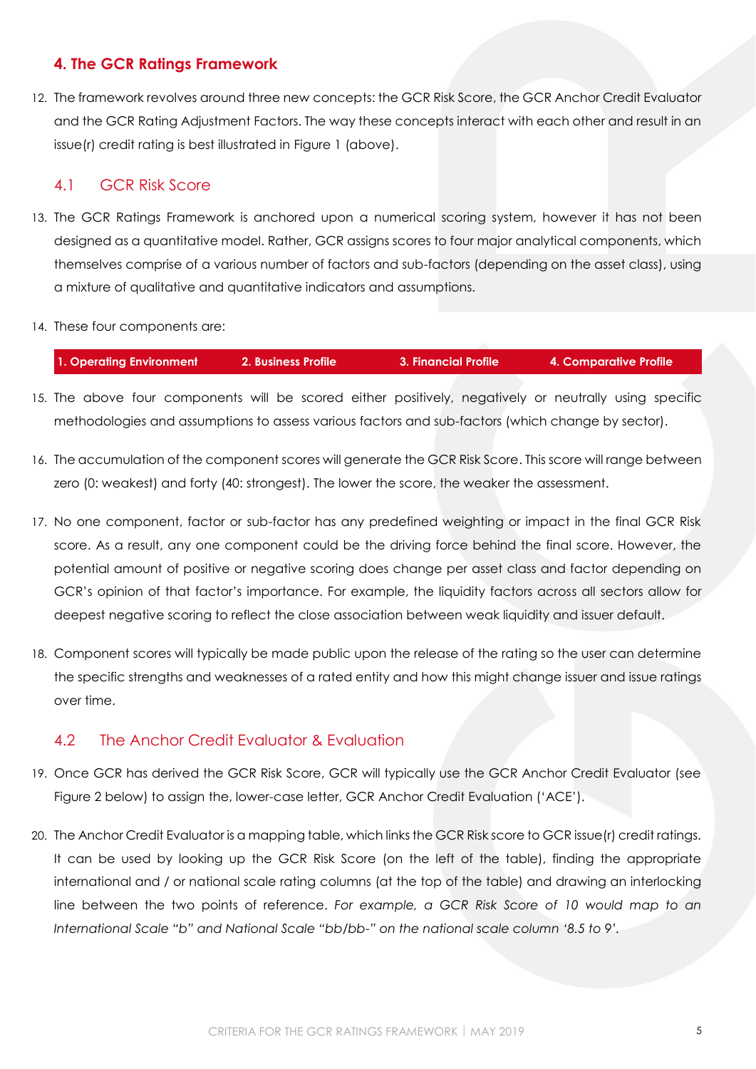## 4. The GCR Ratings Framework

12. The framework revolves around three new concepts: the GCR Risk Score, the GCR Anchor Credit Evaluator and the GCR Rating Adjustment Factors. The way these concepts interact with each other and result in an issue(r) credit rating is best illustrated in Figure 1 (above).

### 4.1 GCR Risk Score

13. The GCR Ratings Framework is anchored upon a numerical scoring system, however it has not been designed as a quantitative model. Rather, GCR assigns scores to four major analytical components, which themselves comprise of a various number of factors and sub-factors (depending on the asset class), using a mixture of qualitative and quantitative indicators and assumptions.

14. These four components are:

| 1. Operating Environment | 2. Business Profile | 3. Financial Profile | 4. Comparative Profile |
|---|---|---|---|

15. The above four components will be scored either positively, negatively or neutrally using specific methodologies and assumptions to assess various factors and sub-factors (which change by sector).

16. The accumulation of the component scores will generate the GCR Risk Score. This score will range between zero (0: weakest) and forty (40: strongest). The lower the score, the weaker the assessment.

17. No one component, factor or sub-factor has any predefined weighting or impact in the final GCR Risk score. As a result, any one component could be the driving force behind the final score. However, the potential amount of positive or negative scoring does change per asset class and factor depending on GCR's opinion of that factor's importance. For example, the liquidity factors across all sectors allow for deepest negative scoring to reflect the close association between weak liquidity and issuer default.

18. Component scores will typically be made public upon the release of the rating so the user can determine the specific strengths and weaknesses of a rated entity and how this might change issuer and issue ratings over time.

### 4.2 The Anchor Credit Evaluator & Evaluation

19. Once GCR has derived the GCR Risk Score, GCR will typically use the GCR Anchor Credit Evaluator (see Figure 2 below) to assign the, lower-case letter, GCR Anchor Credit Evaluation ('ACE').

20. The Anchor Credit Evaluator is a mapping table, which links the GCR Risk score to GCR issue(r) credit ratings. It can be used by looking up the GCR Risk Score (on the left of the table), finding the appropriate international and / or national scale rating columns (at the top of the table) and drawing an interlocking line between the two points of reference. *For example, a GCR Risk Score of 10 would map to an International Scale "b" and National Scale "bb/bb-" on the national scale column '8.5 to 9'.*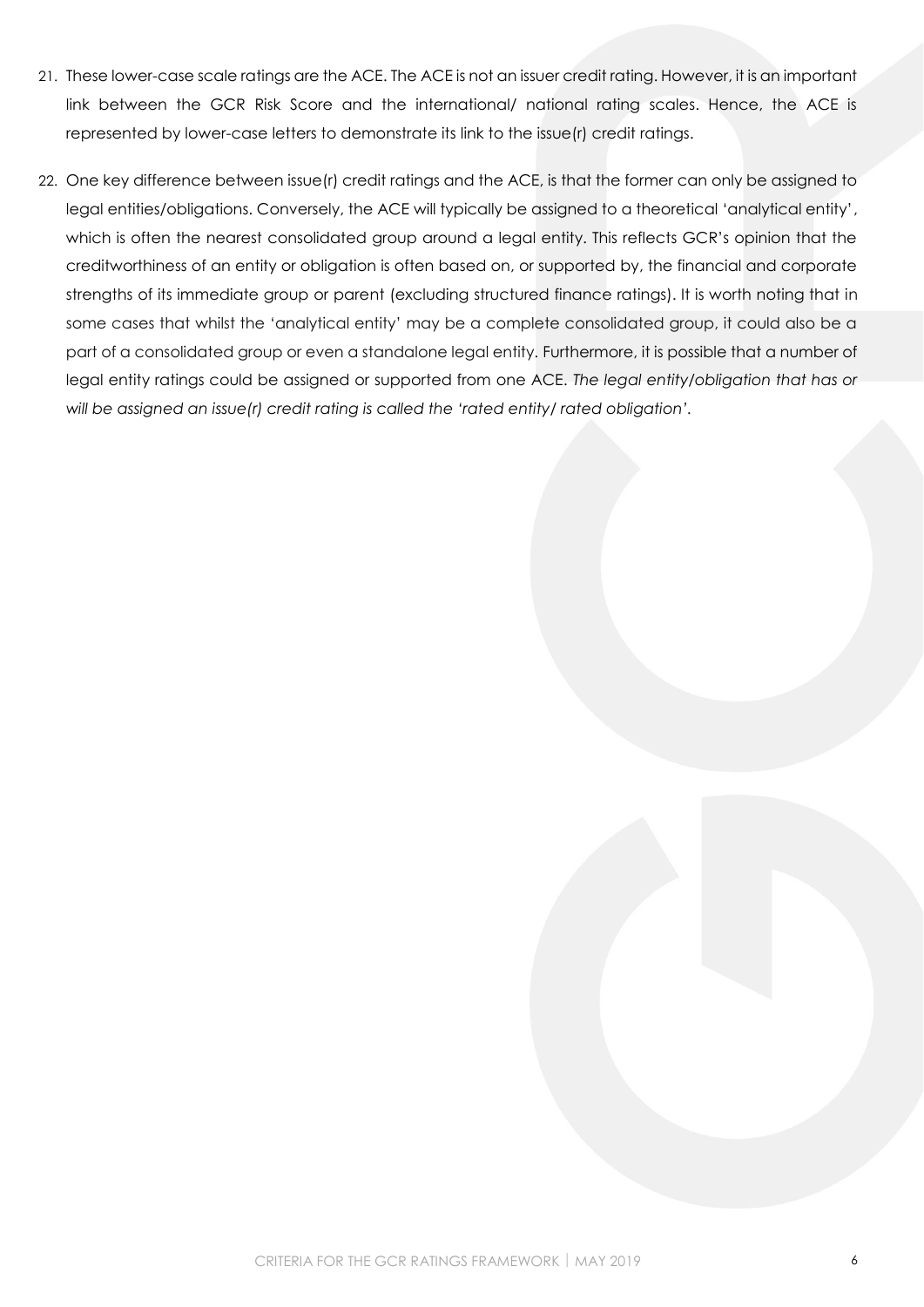21. These lower-case scale ratings are the ACE. The ACE is not an issuer credit rating. However, it is an important link between the GCR Risk Score and the international/ national rating scales. Hence, the ACE is represented by lower-case letters to demonstrate its link to the issue(r) credit ratings.

22. One key difference between issue(r) credit ratings and the ACE, is that the former can only be assigned to legal entities/obligations. Conversely, the ACE will typically be assigned to a theoretical 'analytical entity', which is often the nearest consolidated group around a legal entity. This reflects GCR's opinion that the creditworthiness of an entity or obligation is often based on, or supported by, the financial and corporate strengths of its immediate group or parent (excluding structured finance ratings). It is worth noting that in some cases that whilst the 'analytical entity' may be a complete consolidated group, it could also be a part of a consolidated group or even a standalone legal entity. Furthermore, it is possible that a number of legal entity ratings could be assigned or supported from one ACE. *The legal entity/obligation that has or will be assigned an issue(r) credit rating is called the 'rated entity/ rated obligation'.*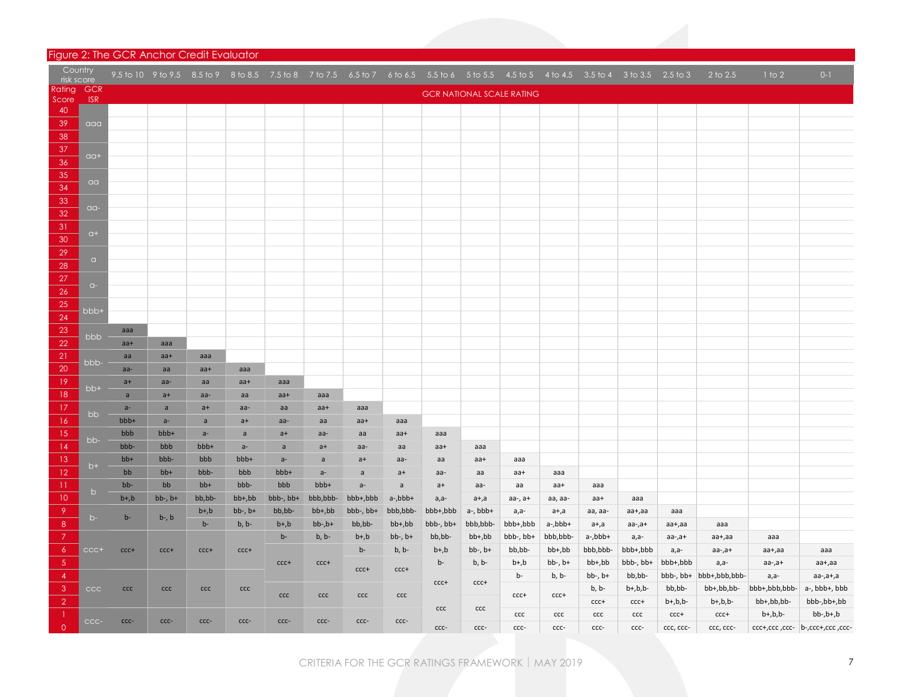## Figure 2: The GCR Anchor Credit Evaluator

| Country risk score | | 9.5 to 10 | 9 to 9.5 | 8.5 to 9 | 8 to 8.5 | 7.5 to 8 | 7 to 7.5 | 6.5 to 7 | 6 to 6.5 | 5.5 to 6 | 5 to 5.5 | 4.5 to 5 | 4 to 4.5 | 3.5 to 4 | 3 to 3.5 | 2.5 to 3 | 2 to 2.5 | 1 to 2 | 0-1 |
|---|---|---|---|---|---|---|---|---|---|---|---|---|---|---|---|---|---|---|---|
| **Rating Score** | **GCR ISR** | GCR NATIONAL SCALE RATING | | | | | | | | | | | | | | | | | |
| 40 | | | | | | | | | | | | | | | | | | | |
| 39 | aaa | | | | | | | | | | | | | | | | | | |
| 38 | | | | | | | | | | | | | | | | | | | |
| 37 | aa+ | | | | | | | | | | | | | | | | | | |
| 36 | | | | | | | | | | | | | | | | | | | |
| 35 | aa | | | | | | | | | | | | | | | | | | |
| 34 | | | | | | | | | | | | | | | | | | | |
| 33 | aa- | | | | | | | | | | | | | | | | | | |
| 32 | | | | | | | | | | | | | | | | | | | |
| 31 | a+ | | | | | | | | | | | | | | | | | | |
| 30 | | | | | | | | | | | | | | | | | | | |
| 29 | a | | | | | | | | | | | | | | | | | | |
| 28 | | | | | | | | | | | | | | | | | | | |
| 27 | a- | | | | | | | | | | | | | | | | | | |
| 26 | | | | | | | | | | | | | | | | | | | |
| 25 | bbb+ | | | | | | | | | | | | | | | | | | |
| 24 | | | | | | | | | | | | | | | | | | | |
| 23 | bbb | aaa | | | | | | | | | | | | | | | | | |
| 22 | | aa+ | aaa | | | | | | | | | | | | | | | | |
| 21 | bbb- | aa | aa+ | aaa | | | | | | | | | | | | | | | |
| 20 | | aa- | aa | aa+ | aaa | | | | | | | | | | | | | | |
| 19 | bb+ | a+ | aa- | aa | aa+ | aaa | | | | | | | | | | | | | |
| 18 | | a | a+ | aa- | aa | aa+ | aaa | | | | | | | | | | | | |
| 17 | bb | a- | a | a+ | aa- | aa | aa+ | aaa | | | | | | | | | | | |
| 16 | | bbb+ | a- | a | a+ | aa- | aa | aa+ | aaa | | | | | | | | | | |
| 15 | bb- | bbb | bbb+ | a- | a | a+ | aa- | aa | aa+ | aaa | | | | | | | | | |
| 14 | | bbb- | bbb | bbb+ | a- | a | a+ | aa- | aa | aa+ | aaa | | | | | | | | |
| 13 | b+ | bb+ | bbb- | bbb | bbb+ | a- | a | a+ | aa- | aa | aa+ | aaa | | | | | | | |
| 12 | | bb | bb+ | bbb- | bbb | bbb+ | a- | a | a+ | aa- | aa | aa+ | aaa | | | | | | |
| 11 | b | bb- | bb | bb+ | bbb- | bbb | bbb+ | a- | a | a+ | aa- | aa | aa+ | aaa | | | | | |
| 10 | | b+,b | bb-, b+ | bb,bb- | bb+,bb | bbb-, bb+ | bbb,bbb- | bbb+,bbb | a-,bbb+ | a,a- | a+,a | aa-, a+ | aa, aa- | aa+ | aaa | | | | |
| 9 | b- | b- | b-, b | b+,b | bb-, b+ | bb,bb- | bb+,bb | bbb-, bb+ | bbb,bbb- | bbb+,bbb | a-, bbb+ | a,a- | a+,a | aa, aa- | aa+,aa | aaa | | | |
| 8 | | | | b- | b, b- | b+,b | bb-,b+ | bb,bb- | bb+,bb | bbb-, bb+ | bbb,bbb- | bbb+,bbb | a-,bbb+ | a+,a | aa-,a+ | aa+,aa | aaa | | |
| 7 | | | | | | b- | b, b- | b+,b | bb-, b+ | bb,bb- | bb+,bb | bbb-, bb+ | bbb,bbb- | a-,bbb+ | a,a- | aa-,a+ | aa+,aa | aaa | |
| 6 | ccc+ | ccc+ | ccc+ | ccc+ | ccc+ | | | b- | b, b- | b+,b | bb-, b+ | bb,bb- | bb+,bb | bbb,bbb- | bbb+,bbb | a,a- | aa-,a+ | aa+,aa | aaa |
| 5 | | | | | | ccc+ | ccc+ | ccc+ | ccc+ | b- | b, b- | b+,b | bb-, b+ | bb+,bb | bbb-, bb+ | bbb+,bbb | a,a- | aa-,a+ | aa+,aa |
| 4 | | | | | | | | | | ccc+ | ccc+ | b- | b, b- | bb-, b+ | bb,bb- | bbb-, bb+ | bbb+,bbb,bbb- | a,a- | aa-,a+,a |
| 3 | ccc | ccc | ccc | ccc | ccc | | | | | | | ccc+ | ccc+ | b, b- | b+,b,b- | bb,bb- | bb+,bb,bb- | bbb+,bbb,bbb- | a-, bbb+, bbb |
| 2 | | | | | | ccc | ccc | ccc | ccc | | | | | ccc+ | ccc+ | b+,b,b- | b+,b,b- | bb+,bb,bb- | bbb-,bb+,bb |
| 1 | ccc- | ccc- | ccc- | ccc- | ccc- | ccc- | ccc- | ccc- | ccc- | ccc | ccc | ccc | ccc | ccc | ccc | ccc+ | ccc+ | b+,b,b- | bb-,b+,b |
| 0 | | | | | | | | | | ccc- | ccc- | ccc- | ccc- | ccc- | ccc- | ccc, ccc- | ccc, ccc- | ccc+,ccc ,ccc- | b-,ccc+,ccc ,ccc- |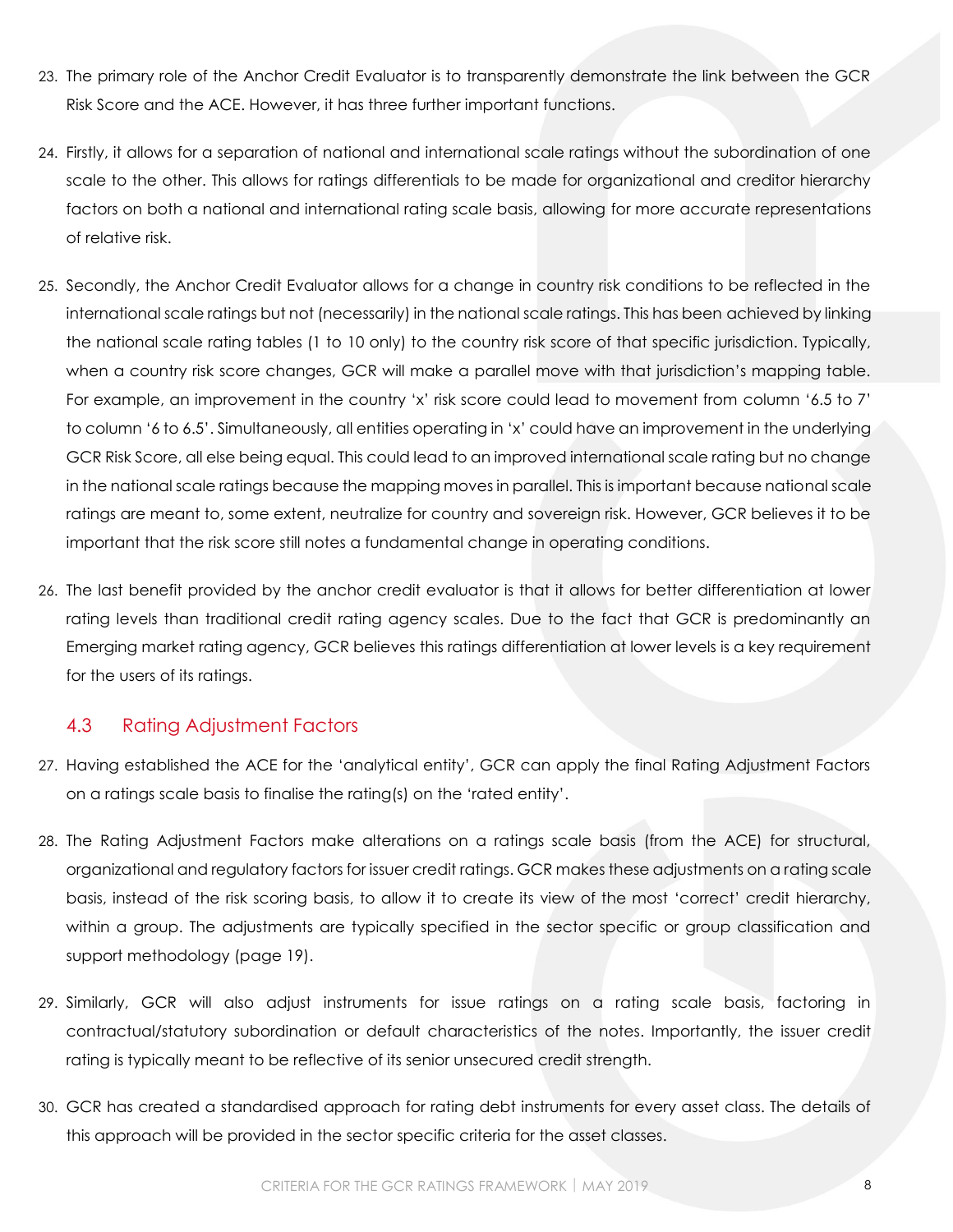23. The primary role of the Anchor Credit Evaluator is to transparently demonstrate the link between the GCR Risk Score and the ACE. However, it has three further important functions.

24. Firstly, it allows for a separation of national and international scale ratings without the subordination of one scale to the other. This allows for ratings differentials to be made for organizational and creditor hierarchy factors on both a national and international rating scale basis, allowing for more accurate representations of relative risk.

25. Secondly, the Anchor Credit Evaluator allows for a change in country risk conditions to be reflected in the international scale ratings but not (necessarily) in the national scale ratings. This has been achieved by linking the national scale rating tables (1 to 10 only) to the country risk score of that specific jurisdiction. Typically, when a country risk score changes, GCR will make a parallel move with that jurisdiction's mapping table. For example, an improvement in the country 'x' risk score could lead to movement from column '6.5 to 7' to column '6 to 6.5'. Simultaneously, all entities operating in 'x' could have an improvement in the underlying GCR Risk Score, all else being equal. This could lead to an improved international scale rating but no change in the national scale ratings because the mapping moves in parallel. This is important because national scale ratings are meant to, some extent, neutralize for country and sovereign risk. However, GCR believes it to be important that the risk score still notes a fundamental change in operating conditions.

26. The last benefit provided by the anchor credit evaluator is that it allows for better differentiation at lower rating levels than traditional credit rating agency scales. Due to the fact that GCR is predominantly an Emerging market rating agency, GCR believes this ratings differentiation at lower levels is a key requirement for the users of its ratings.

## 4.3 Rating Adjustment Factors

27. Having established the ACE for the 'analytical entity', GCR can apply the final Rating Adjustment Factors on a ratings scale basis to finalise the rating(s) on the 'rated entity'.

28. The Rating Adjustment Factors make alterations on a ratings scale basis (from the ACE) for structural, organizational and regulatory factors for issuer credit ratings. GCR makes these adjustments on a rating scale basis, instead of the risk scoring basis, to allow it to create its view of the most 'correct' credit hierarchy, within a group. The adjustments are typically specified in the sector specific or group classification and support methodology (page 19).

29. Similarly, GCR will also adjust instruments for issue ratings on a rating scale basis, factoring in contractual/statutory subordination or default characteristics of the notes. Importantly, the issuer credit rating is typically meant to be reflective of its senior unsecured credit strength.

30. GCR has created a standardised approach for rating debt instruments for every asset class. The details of this approach will be provided in the sector specific criteria for the asset classes.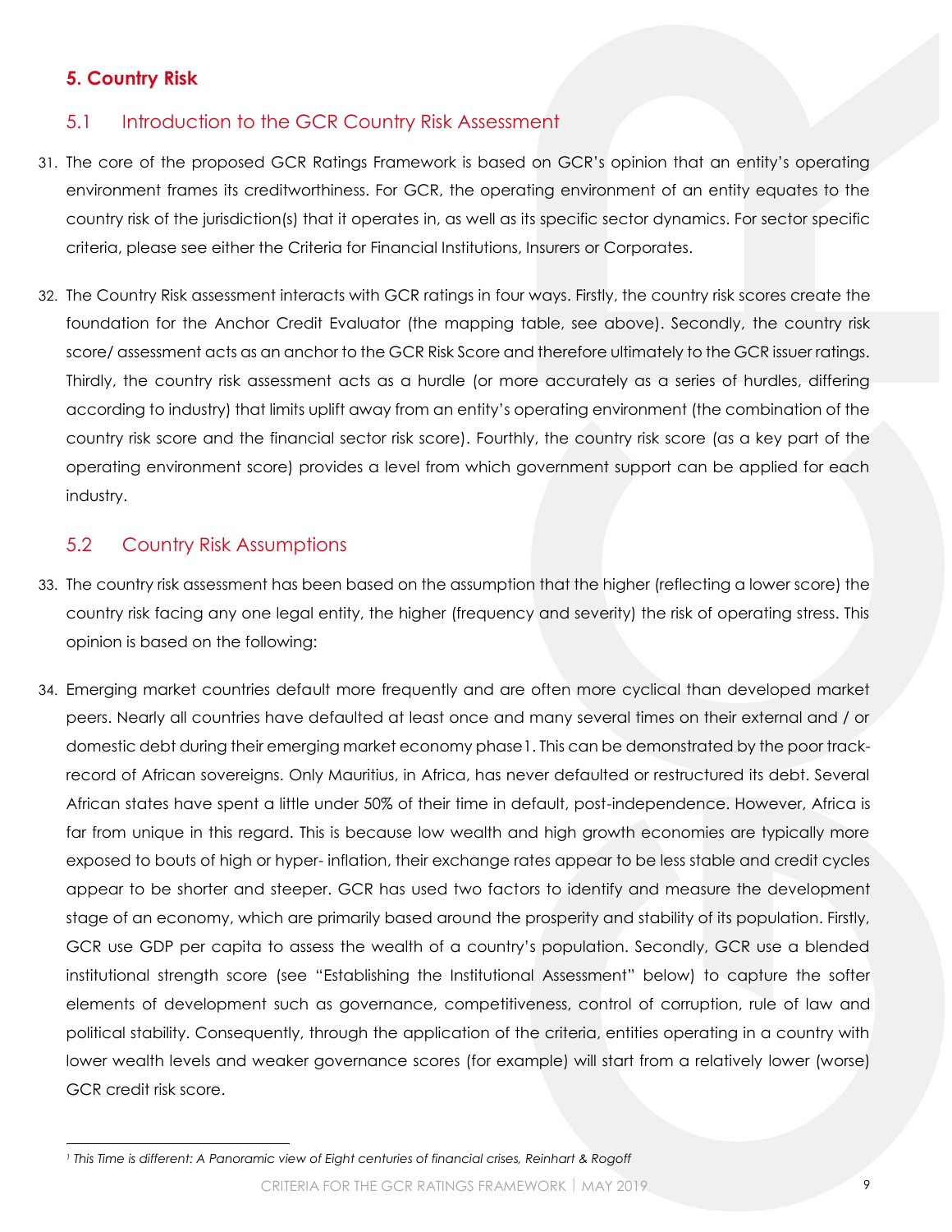## 5. Country Risk

### 5.1 Introduction to the GCR Country Risk Assessment

31. The core of the proposed GCR Ratings Framework is based on GCR's opinion that an entity's operating environment frames its creditworthiness. For GCR, the operating environment of an entity equates to the country risk of the jurisdiction(s) that it operates in, as well as its specific sector dynamics. For sector specific criteria, please see either the Criteria for Financial Institutions, Insurers or Corporates.

32. The Country Risk assessment interacts with GCR ratings in four ways. Firstly, the country risk scores create the foundation for the Anchor Credit Evaluator (the mapping table, see above). Secondly, the country risk score/ assessment acts as an anchor to the GCR Risk Score and therefore ultimately to the GCR issuer ratings. Thirdly, the country risk assessment acts as a hurdle (or more accurately as a series of hurdles, differing according to industry) that limits uplift away from an entity's operating environment (the combination of the country risk score and the financial sector risk score). Fourthly, the country risk score (as a key part of the operating environment score) provides a level from which government support can be applied for each industry.

### 5.2 Country Risk Assumptions

33. The country risk assessment has been based on the assumption that the higher (reflecting a lower score) the country risk facing any one legal entity, the higher (frequency and severity) the risk of operating stress. This opinion is based on the following:

34. Emerging market countries default more frequently and are often more cyclical than developed market peers. Nearly all countries have defaulted at least once and many several times on their external and / or domestic debt during their emerging market economy phase[1]. This can be demonstrated by the poor track-record of African sovereigns. Only Mauritius, in Africa, has never defaulted or restructured its debt. Several African states have spent a little under 50% of their time in default, post-independence. However, Africa is far from unique in this regard. This is because low wealth and high growth economies are typically more exposed to bouts of high or hyper- inflation, their exchange rates appear to be less stable and credit cycles appear to be shorter and steeper. GCR has used two factors to identify and measure the development stage of an economy, which are primarily based around the prosperity and stability of its population. Firstly, GCR use GDP per capita to assess the wealth of a country's population. Secondly, GCR use a blended institutional strength score (see "Establishing the Institutional Assessment" below) to capture the softer elements of development such as governance, competitiveness, control of corruption, rule of law and political stability. Consequently, through the application of the criteria, entities operating in a country with lower wealth levels and weaker governance scores (for example) will start from a relatively lower (worse) GCR credit risk score.

---

[1] *This Time is different: A Panoramic view of Eight centuries of financial crises, Reinhart & Rogoff*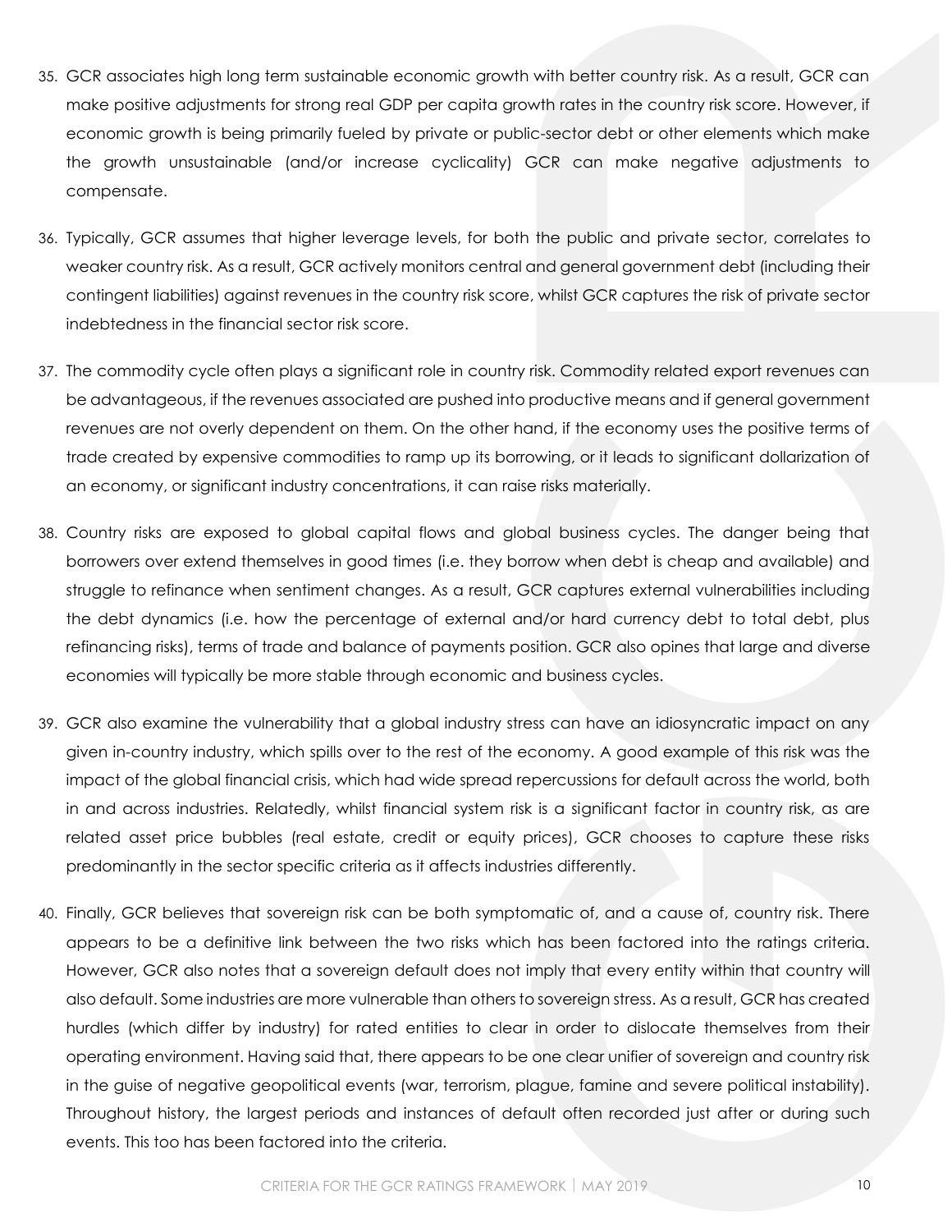35. GCR associates high long term sustainable economic growth with better country risk. As a result, GCR can make positive adjustments for strong real GDP per capita growth rates in the country risk score. However, if economic growth is being primarily fueled by private or public-sector debt or other elements which make the growth unsustainable (and/or increase cyclicality) GCR can make negative adjustments to compensate.

36. Typically, GCR assumes that higher leverage levels, for both the public and private sector, correlates to weaker country risk. As a result, GCR actively monitors central and general government debt (including their contingent liabilities) against revenues in the country risk score, whilst GCR captures the risk of private sector indebtedness in the financial sector risk score.

37. The commodity cycle often plays a significant role in country risk. Commodity related export revenues can be advantageous, if the revenues associated are pushed into productive means and if general government revenues are not overly dependent on them. On the other hand, if the economy uses the positive terms of trade created by expensive commodities to ramp up its borrowing, or it leads to significant dollarization of an economy, or significant industry concentrations, it can raise risks materially.

38. Country risks are exposed to global capital flows and global business cycles. The danger being that borrowers over extend themselves in good times (i.e. they borrow when debt is cheap and available) and struggle to refinance when sentiment changes. As a result, GCR captures external vulnerabilities including the debt dynamics (i.e. how the percentage of external and/or hard currency debt to total debt, plus refinancing risks), terms of trade and balance of payments position. GCR also opines that large and diverse economies will typically be more stable through economic and business cycles.

39. GCR also examine the vulnerability that a global industry stress can have an idiosyncratic impact on any given in-country industry, which spills over to the rest of the economy. A good example of this risk was the impact of the global financial crisis, which had wide spread repercussions for default across the world, both in and across industries. Relatedly, whilst financial system risk is a significant factor in country risk, as are related asset price bubbles (real estate, credit or equity prices), GCR chooses to capture these risks predominantly in the sector specific criteria as it affects industries differently.

40. Finally, GCR believes that sovereign risk can be both symptomatic of, and a cause of, country risk. There appears to be a definitive link between the two risks which has been factored into the ratings criteria. However, GCR also notes that a sovereign default does not imply that every entity within that country will also default. Some industries are more vulnerable than others to sovereign stress. As a result, GCR has created hurdles (which differ by industry) for rated entities to clear in order to dislocate themselves from their operating environment. Having said that, there appears to be one clear unifier of sovereign and country risk in the guise of negative geopolitical events (war, terrorism, plague, famine and severe political instability). Throughout history, the largest periods and instances of default often recorded just after or during such events. This too has been factored into the criteria.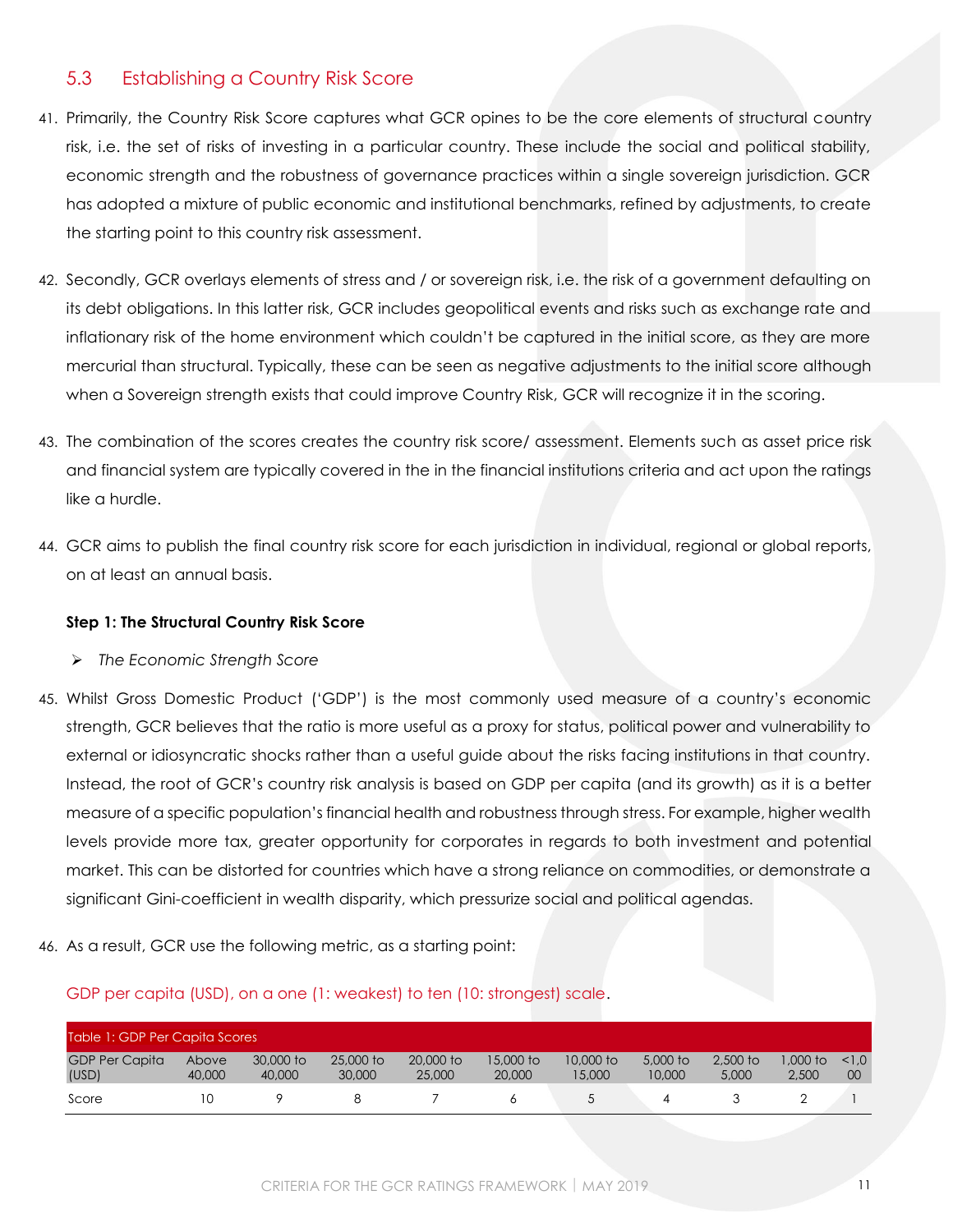## 5.3 Establishing a Country Risk Score

41. Primarily, the Country Risk Score captures what GCR opines to be the core elements of structural country risk, i.e. the set of risks of investing in a particular country. These include the social and political stability, economic strength and the robustness of governance practices within a single sovereign jurisdiction. GCR has adopted a mixture of public economic and institutional benchmarks, refined by adjustments, to create the starting point to this country risk assessment.

42. Secondly, GCR overlays elements of stress and / or sovereign risk, i.e. the risk of a government defaulting on its debt obligations. In this latter risk, GCR includes geopolitical events and risks such as exchange rate and inflationary risk of the home environment which couldn't be captured in the initial score, as they are more mercurial than structural. Typically, these can be seen as negative adjustments to the initial score although when a Sovereign strength exists that could improve Country Risk, GCR will recognize it in the scoring.

43. The combination of the scores creates the country risk score/ assessment. Elements such as asset price risk and financial system are typically covered in the in the financial institutions criteria and act upon the ratings like a hurdle.

44. GCR aims to publish the final country risk score for each jurisdiction in individual, regional or global reports, on at least an annual basis.

**Step 1: The Structural Country Risk Score**

- *The Economic Strength Score*

45. Whilst Gross Domestic Product ('GDP') is the most commonly used measure of a country's economic strength, GCR believes that the ratio is more useful as a proxy for status, political power and vulnerability to external or idiosyncratic shocks rather than a useful guide about the risks facing institutions in that country. Instead, the root of GCR's country risk analysis is based on GDP per capita (and its growth) as it is a better measure of a specific population's financial health and robustness through stress. For example, higher wealth levels provide more tax, greater opportunity for corporates in regards to both investment and potential market. This can be distorted for countries which have a strong reliance on commodities, or demonstrate a significant Gini-coefficient in wealth disparity, which pressurize social and political agendas.

46. As a result, GCR use the following metric, as a starting point:

GDP per capita (USD), on a one (1: weakest) to ten (10: strongest) scale.

Table 1: GDP Per Capita Scores

| GDP Per Capita (USD) | Above 40,000 | 30,000 to 40,000 | 25,000 to 30,000 | 20,000 to 25,000 | 15,000 to 20,000 | 10,000 to 15,000 | 5,000 to 10,000 | 2,500 to 5,000 | 1,000 to 2,500 | <1,000 |
|---|---|---|---|---|---|---|---|---|---|---|
| Score | 10 | 9 | 8 | 7 | 6 | 5 | 4 | 3 | 2 | 1 |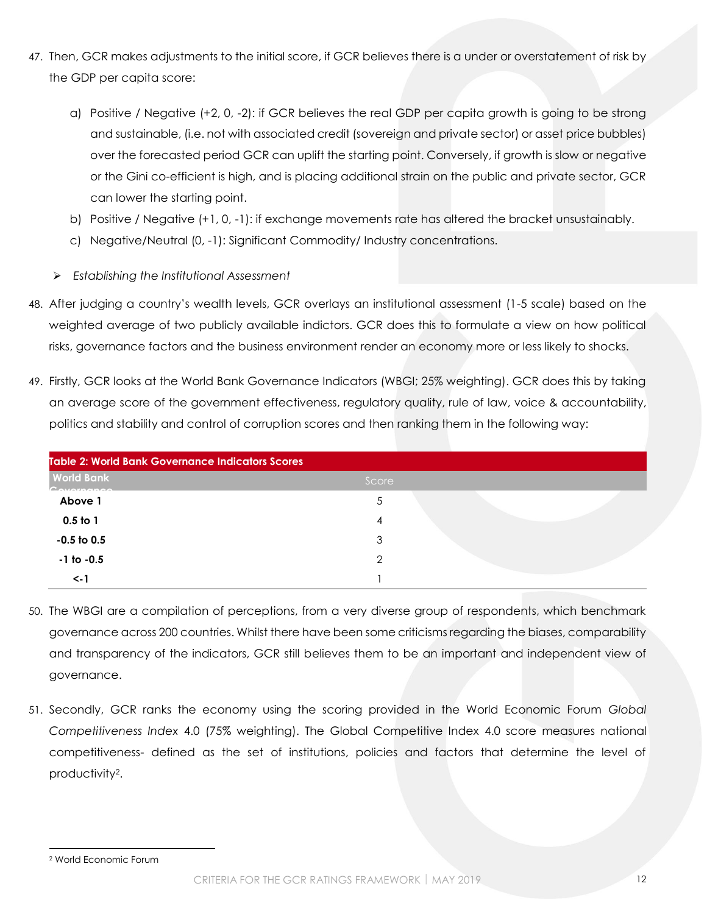47. Then, GCR makes adjustments to the initial score, if GCR believes there is a under or overstatement of risk by the GDP per capita score:

    a) Positive / Negative (+2, 0, -2): if GCR believes the real GDP per capita growth is going to be strong and sustainable, (i.e. not with associated credit (sovereign and private sector) or asset price bubbles) over the forecasted period GCR can uplift the starting point. Conversely, if growth is slow or negative or the Gini co-efficient is high, and is placing additional strain on the public and private sector, GCR can lower the starting point.
    b) Positive / Negative (+1, 0, -1): if exchange movements rate has altered the bracket unsustainably.
    c) Negative/Neutral (0, -1): Significant Commodity/ Industry concentrations.

- *Establishing the Institutional Assessment*

48. After judging a country's wealth levels, GCR overlays an institutional assessment (1-5 scale) based on the weighted average of two publicly available indictors. GCR does this to formulate a view on how political risks, governance factors and the business environment render an economy more or less likely to shocks.

49. Firstly, GCR looks at the World Bank Governance Indicators (WBGI; 25% weighting). GCR does this by taking an average score of the government effectiveness, regulatory quality, rule of law, voice & accountability, politics and stability and control of corruption scores and then ranking them in the following way:

**Table 2: World Bank Governance Indicators Scores**

| World Bank Governance | Score |
|---|---|
| **Above 1** | 5 |
| **0.5 to 1** | 4 |
| **-0.5 to 0.5** | 3 |
| **-1 to -0.5** | 2 |
| **<-1** | 1 |

50. The WBGI are a compilation of perceptions, from a very diverse group of respondents, which benchmark governance across 200 countries. Whilst there have been some criticisms regarding the biases, comparability and transparency of the indicators, GCR still believes them to be an important and independent view of governance.

51. Secondly, GCR ranks the economy using the scoring provided in the World Economic Forum *Global Competitiveness Index* 4.0 (75% weighting). The Global Competitive Index 4.0 score measures national competitiveness- defined as the set of institutions, policies and factors that determine the level of productivity[2].

[2] World Economic Forum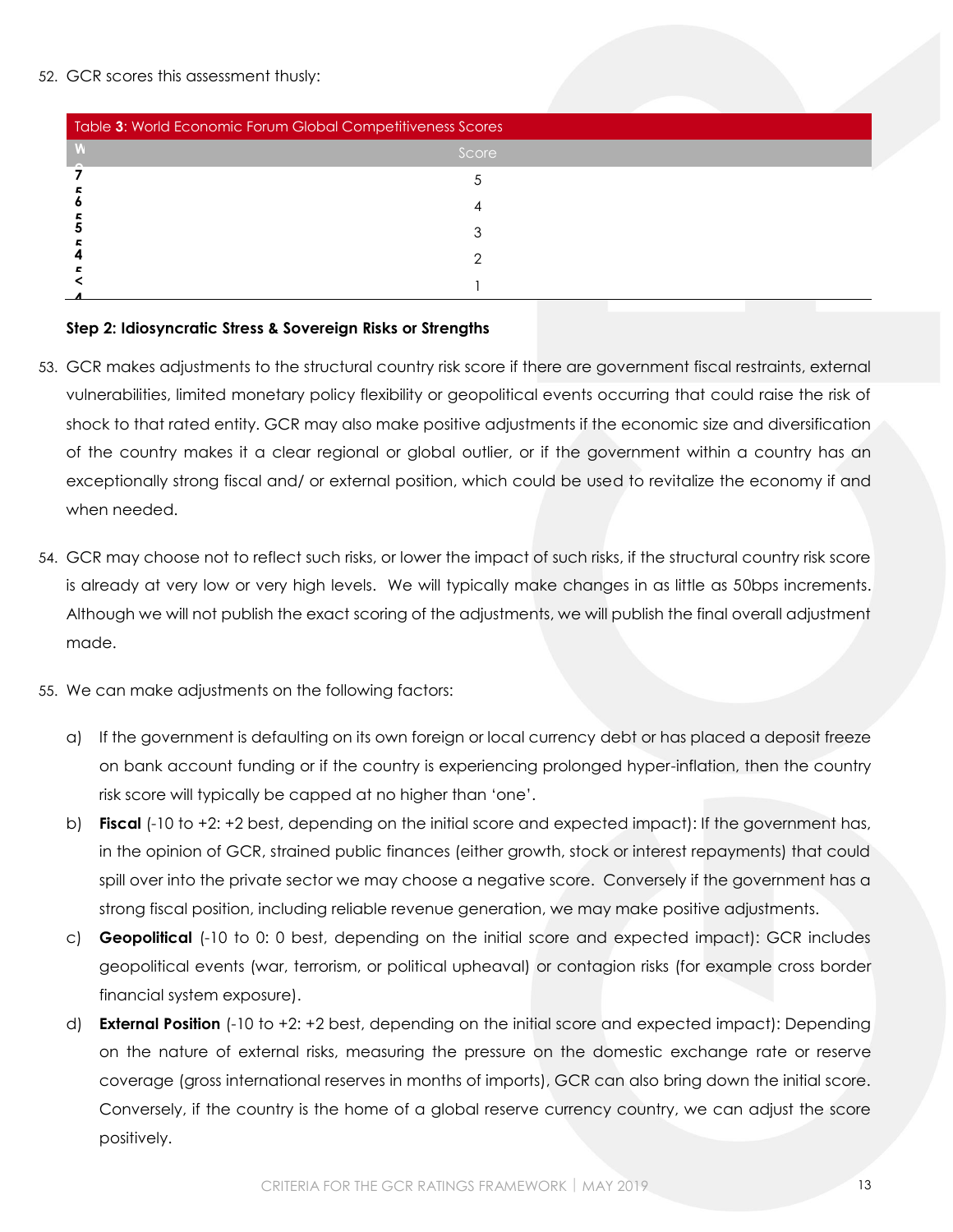52. GCR scores this assessment thusly:

Table **3**: World Economic Forum Global Competitiveness Scores

| W | Score |
|---|---|
| 7 | 5 |
| 6 | 4 |
| 5 | 3 |
| 4 | 2 |
| < 4 | 1 |

**Step 2: Idiosyncratic Stress & Sovereign Risks or Strengths**

53. GCR makes adjustments to the structural country risk score if there are government fiscal restraints, external vulnerabilities, limited monetary policy flexibility or geopolitical events occurring that could raise the risk of shock to that rated entity. GCR may also make positive adjustments if the economic size and diversification of the country makes it a clear regional or global outlier, or if the government within a country has an exceptionally strong fiscal and/ or external position, which could be used to revitalize the economy if and when needed.

54. GCR may choose not to reflect such risks, or lower the impact of such risks, if the structural country risk score is already at very low or very high levels. We will typically make changes in as little as 50bps increments. Although we will not publish the exact scoring of the adjustments, we will publish the final overall adjustment made.

55. We can make adjustments on the following factors:

    a) If the government is defaulting on its own foreign or local currency debt or has placed a deposit freeze on bank account funding or if the country is experiencing prolonged hyper-inflation, then the country risk score will typically be capped at no higher than 'one'.

    b) **Fiscal** (-10 to +2: +2 best, depending on the initial score and expected impact): If the government has, in the opinion of GCR, strained public finances (either growth, stock or interest repayments) that could spill over into the private sector we may choose a negative score. Conversely if the government has a strong fiscal position, including reliable revenue generation, we may make positive adjustments.

    c) **Geopolitical** (-10 to 0: 0 best, depending on the initial score and expected impact): GCR includes geopolitical events (war, terrorism, or political upheaval) or contagion risks (for example cross border financial system exposure).

    d) **External Position** (-10 to +2: +2 best, depending on the initial score and expected impact): Depending on the nature of external risks, measuring the pressure on the domestic exchange rate or reserve coverage (gross international reserves in months of imports), GCR can also bring down the initial score. Conversely, if the country is the home of a global reserve currency country, we can adjust the score positively.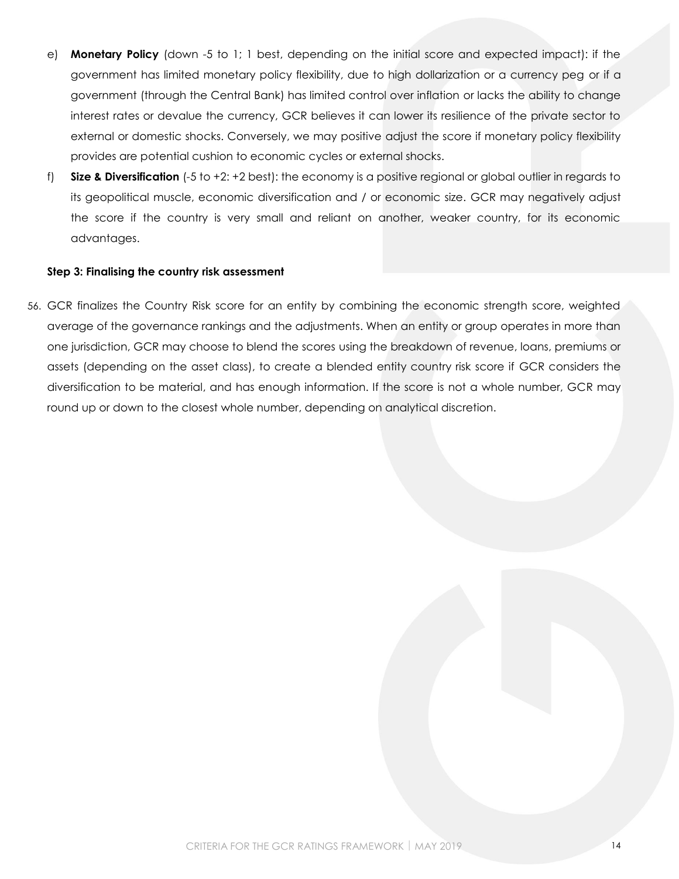e) **Monetary Policy** (down -5 to 1; 1 best, depending on the initial score and expected impact): if the government has limited monetary policy flexibility, due to high dollarization or a currency peg or if a government (through the Central Bank) has limited control over inflation or lacks the ability to change interest rates or devalue the currency, GCR believes it can lower its resilience of the private sector to external or domestic shocks. Conversely, we may positive adjust the score if monetary policy flexibility provides are potential cushion to economic cycles or external shocks.

f) **Size & Diversification** (-5 to +2: +2 best): the economy is a positive regional or global outlier in regards to its geopolitical muscle, economic diversification and / or economic size. GCR may negatively adjust the score if the country is very small and reliant on another, weaker country, for its economic advantages.

**Step 3: Finalising the country risk assessment**

56. GCR finalizes the Country Risk score for an entity by combining the economic strength score, weighted average of the governance rankings and the adjustments. When an entity or group operates in more than one jurisdiction, GCR may choose to blend the scores using the breakdown of revenue, loans, premiums or assets (depending on the asset class), to create a blended entity country risk score if GCR considers the diversification to be material, and has enough information. If the score is not a whole number, GCR may round up or down to the closest whole number, depending on analytical discretion.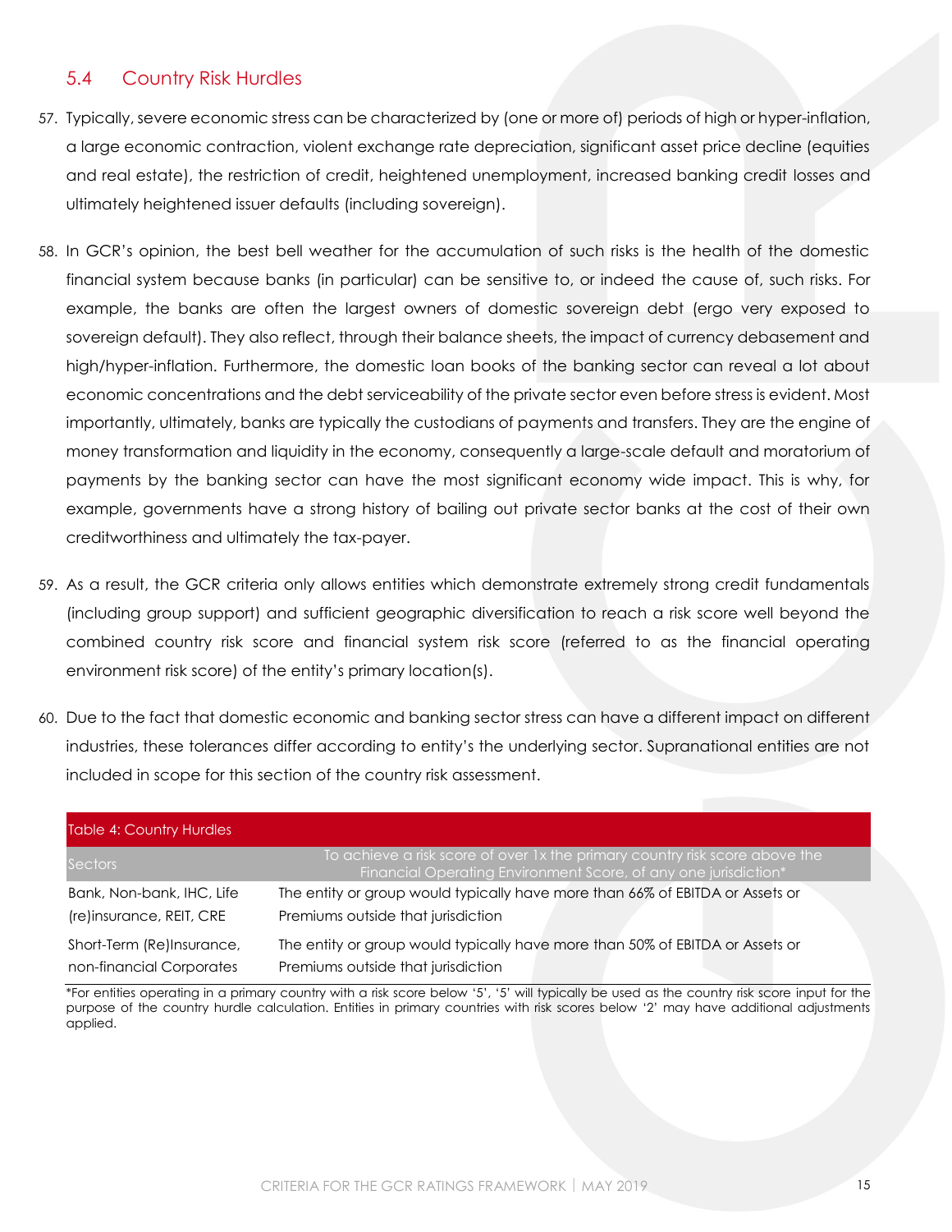## 5.4 Country Risk Hurdles

57. Typically, severe economic stress can be characterized by (one or more of) periods of high or hyper-inflation, a large economic contraction, violent exchange rate depreciation, significant asset price decline (equities and real estate), the restriction of credit, heightened unemployment, increased banking credit losses and ultimately heightened issuer defaults (including sovereign).

58. In GCR's opinion, the best bell weather for the accumulation of such risks is the health of the domestic financial system because banks (in particular) can be sensitive to, or indeed the cause of, such risks. For example, the banks are often the largest owners of domestic sovereign debt (ergo very exposed to sovereign default). They also reflect, through their balance sheets, the impact of currency debasement and high/hyper-inflation. Furthermore, the domestic loan books of the banking sector can reveal a lot about economic concentrations and the debt serviceability of the private sector even before stress is evident. Most importantly, ultimately, banks are typically the custodians of payments and transfers. They are the engine of money transformation and liquidity in the economy, consequently a large-scale default and moratorium of payments by the banking sector can have the most significant economy wide impact. This is why, for example, governments have a strong history of bailing out private sector banks at the cost of their own creditworthiness and ultimately the tax-payer.

59. As a result, the GCR criteria only allows entities which demonstrate extremely strong credit fundamentals (including group support) and sufficient geographic diversification to reach a risk score well beyond the combined country risk score and financial system risk score (referred to as the financial operating environment risk score) of the entity's primary location(s).

60. Due to the fact that domestic economic and banking sector stress can have a different impact on different industries, these tolerances differ according to entity's the underlying sector. Supranational entities are not included in scope for this section of the country risk assessment.

**Table 4: Country Hurdles**

| Sectors | To achieve a risk score of over 1x the primary country risk score above the Financial Operating Environment Score, of any one jurisdiction* |
|---|---|
| Bank, Non-bank, IHC, Life (re)insurance, REIT, CRE | The entity or group would typically have more than 66% of EBITDA or Assets or Premiums outside that jurisdiction |
| Short-Term (Re)Insurance, non-financial Corporates | The entity or group would typically have more than 50% of EBITDA or Assets or Premiums outside that jurisdiction |

*For entities operating in a primary country with a risk score below '5', '5' will typically be used as the country risk score input for the purpose of the country hurdle calculation. Entities in primary countries with risk scores below '2' may have additional adjustments applied.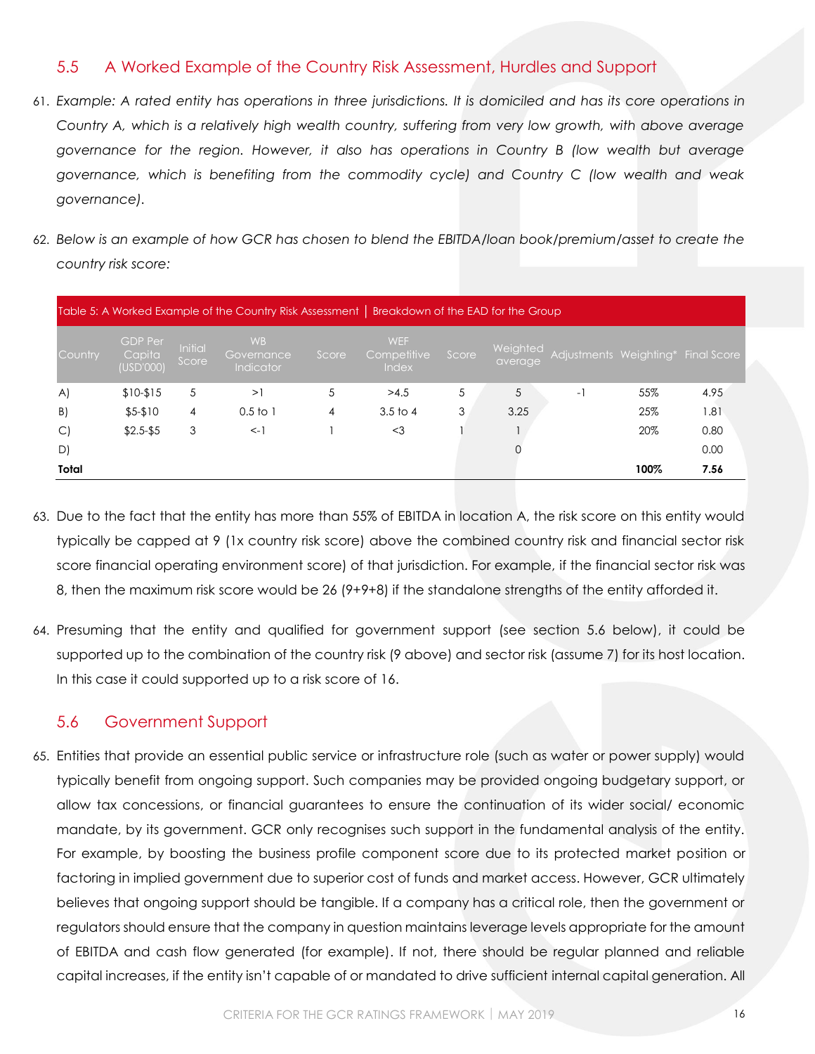## 5.5 A Worked Example of the Country Risk Assessment, Hurdles and Support

61. *Example: A rated entity has operations in three jurisdictions. It is domiciled and has its core operations in Country A, which is a relatively high wealth country, suffering from very low growth, with above average governance for the region. However, it also has operations in Country B (low wealth but average governance, which is benefiting from the commodity cycle) and Country C (low wealth and weak governance).*

62. *Below is an example of how GCR has chosen to blend the EBITDA/loan book/premium/asset to create the country risk score:*

Table 5: A Worked Example of the Country Risk Assessment | Breakdown of the EAD for the Group

| Country | GDP Per Capita (USD'000) | Initial Score | WB Governance Indicator | Score | WEF Competitive Index | Score | Weighted average | Adjustments | Weighting* | Final Score |
|---|---|---|---|---|---|---|---|---|---|---|
| A) | $10-$15 | 5 | >1 | 5 | >4.5 | 5 | 5 | -1 | 55% | 4.95 |
| B) | $5-$10 | 4 | 0.5 to 1 | 4 | 3.5 to 4 | 3 | 3.25 | | 25% | 1.81 |
| C) | $2.5-$5 | 3 | <-1 | 1 | <3 | 1 | 1 | | 20% | 0.80 |
| D) | | | | | | | 0 | | | 0.00 |
| **Total** | | | | | | | | | **100%** | **7.56** |

63. Due to the fact that the entity has more than 55% of EBITDA in location A, the risk score on this entity would typically be capped at 9 (1x country risk score) above the combined country risk and financial sector risk score financial operating environment score) of that jurisdiction. For example, if the financial sector risk was 8, then the maximum risk score would be 26 (9+9+8) if the standalone strengths of the entity afforded it.

64. Presuming that the entity and qualified for government support (see section 5.6 below), it could be supported up to the combination of the country risk (9 above) and sector risk (assume 7) for its host location. In this case it could supported up to a risk score of 16.

## 5.6 Government Support

65. Entities that provide an essential public service or infrastructure role (such as water or power supply) would typically benefit from ongoing support. Such companies may be provided ongoing budgetary support, or allow tax concessions, or financial guarantees to ensure the continuation of its wider social/ economic mandate, by its government. GCR only recognises such support in the fundamental analysis of the entity. For example, by boosting the business profile component score due to its protected market position or factoring in implied government due to superior cost of funds and market access. However, GCR ultimately believes that ongoing support should be tangible. If a company has a critical role, then the government or regulators should ensure that the company in question maintains leverage levels appropriate for the amount of EBITDA and cash flow generated (for example). If not, there should be regular planned and reliable capital increases, if the entity isn't capable of or mandated to drive sufficient internal capital generation. All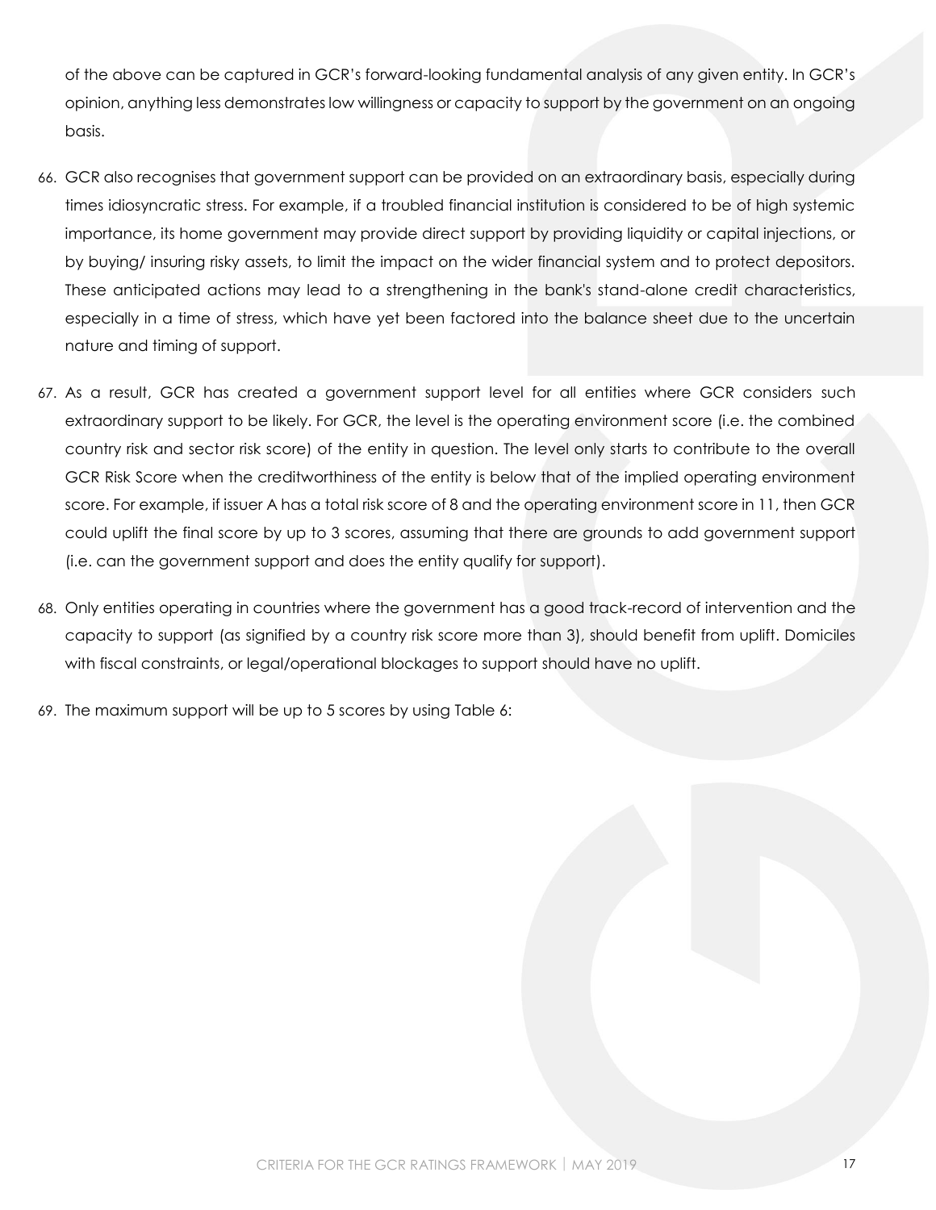of the above can be captured in GCR's forward-looking fundamental analysis of any given entity. In GCR's opinion, anything less demonstrates low willingness or capacity to support by the government on an ongoing basis.

66. GCR also recognises that government support can be provided on an extraordinary basis, especially during times idiosyncratic stress. For example, if a troubled financial institution is considered to be of high systemic importance, its home government may provide direct support by providing liquidity or capital injections, or by buying/ insuring risky assets, to limit the impact on the wider financial system and to protect depositors. These anticipated actions may lead to a strengthening in the bank's stand-alone credit characteristics, especially in a time of stress, which have yet been factored into the balance sheet due to the uncertain nature and timing of support.

67. As a result, GCR has created a government support level for all entities where GCR considers such extraordinary support to be likely. For GCR, the level is the operating environment score (i.e. the combined country risk and sector risk score) of the entity in question. The level only starts to contribute to the overall GCR Risk Score when the creditworthiness of the entity is below that of the implied operating environment score. For example, if issuer A has a total risk score of 8 and the operating environment score in 11, then GCR could uplift the final score by up to 3 scores, assuming that there are grounds to add government support (i.e. can the government support and does the entity qualify for support).

68. Only entities operating in countries where the government has a good track-record of intervention and the capacity to support (as signified by a country risk score more than 3), should benefit from uplift. Domiciles with fiscal constraints, or legal/operational blockages to support should have no uplift.

69. The maximum support will be up to 5 scores by using Table 6: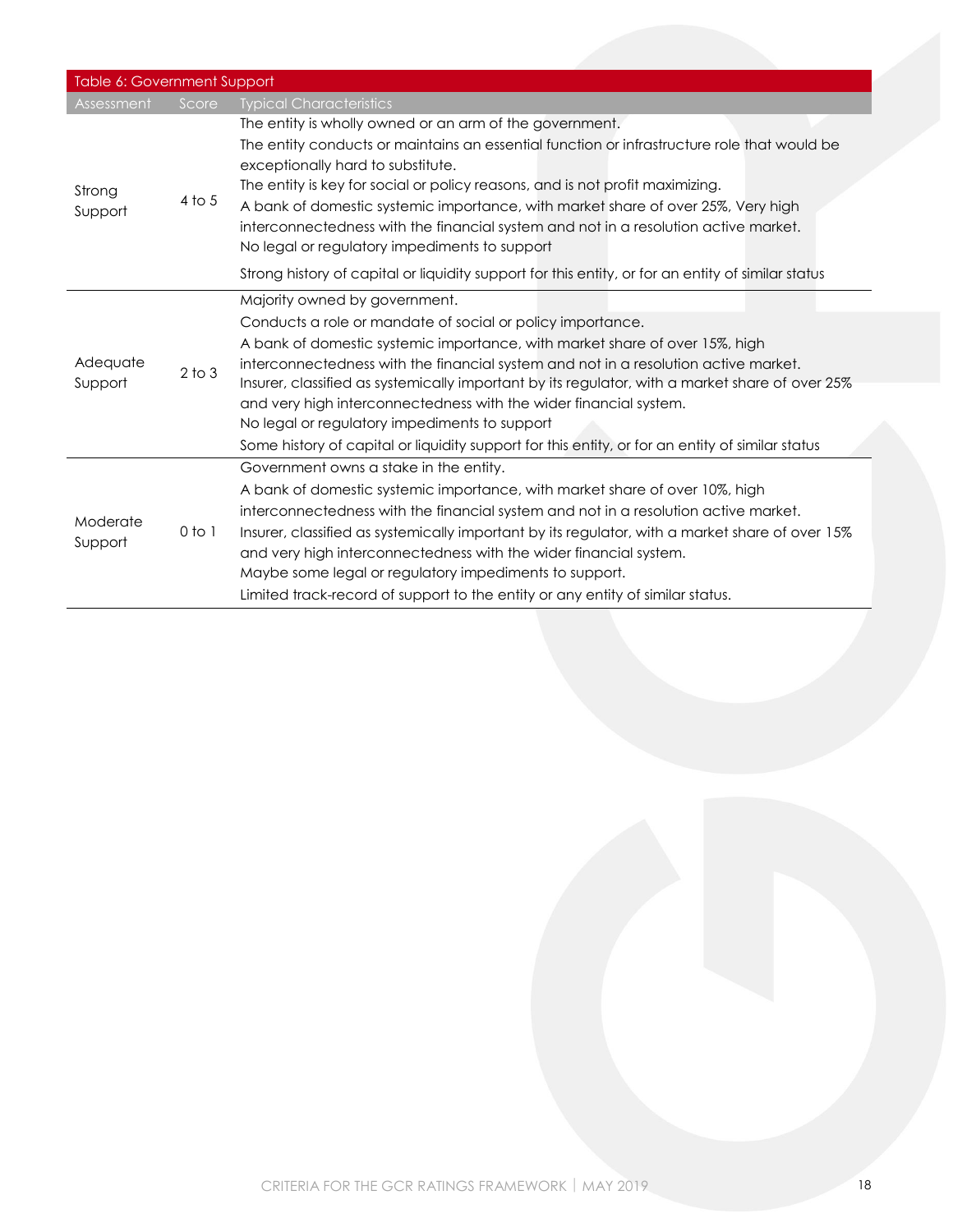Table 6: Government Support

| Assessment | Score | Typical Characteristics |
| --- | --- | --- |
| Strong Support | 4 to 5 | The entity is wholly owned or an arm of the government.<br>The entity conducts or maintains an essential function or infrastructure role that would be exceptionally hard to substitute.<br>The entity is key for social or policy reasons, and is not profit maximizing.<br>A bank of domestic systemic importance, with market share of over 25%, Very high interconnectedness with the financial system and not in a resolution active market.<br>No legal or regulatory impediments to support<br>Strong history of capital or liquidity support for this entity, or for an entity of similar status |
| Adequate Support | 2 to 3 | Majority owned by government.<br>Conducts a role or mandate of social or policy importance.<br>A bank of domestic systemic importance, with market share of over 15%, high interconnectedness with the financial system and not in a resolution active market.<br>Insurer, classified as systemically important by its regulator, with a market share of over 25% and very high interconnectedness with the wider financial system.<br>No legal or regulatory impediments to support<br>Some history of capital or liquidity support for this entity, or for an entity of similar status |
| Moderate Support | 0 to 1 | Government owns a stake in the entity.<br>A bank of domestic systemic importance, with market share of over 10%, high interconnectedness with the financial system and not in a resolution active market.<br>Insurer, classified as systemically important by its regulator, with a market share of over 15% and very high interconnectedness with the wider financial system.<br>Maybe some legal or regulatory impediments to support.<br>Limited track-record of support to the entity or any entity of similar status. |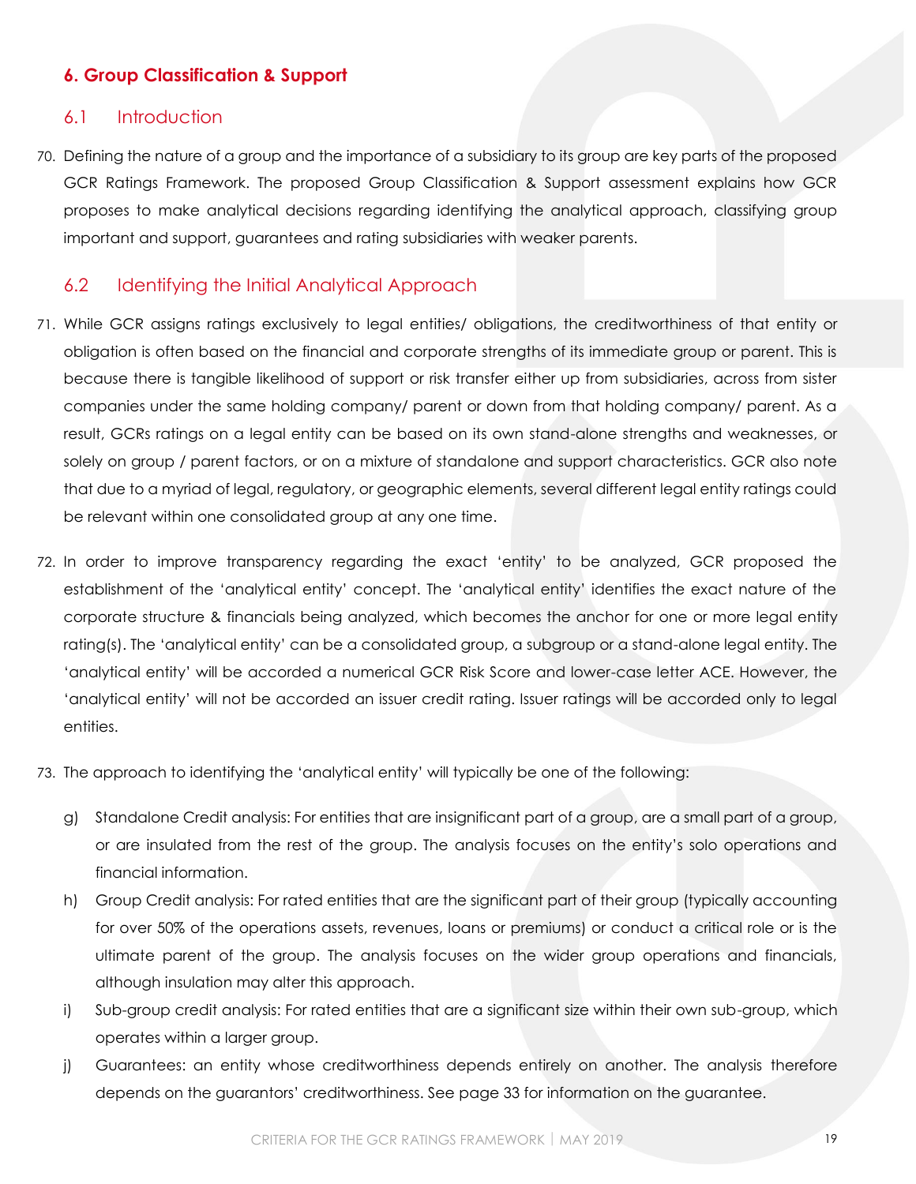## 6. Group Classification & Support

### 6.1 Introduction

70. Defining the nature of a group and the importance of a subsidiary to its group are key parts of the proposed GCR Ratings Framework. The proposed Group Classification & Support assessment explains how GCR proposes to make analytical decisions regarding identifying the analytical approach, classifying group important and support, guarantees and rating subsidiaries with weaker parents.

### 6.2 Identifying the Initial Analytical Approach

71. While GCR assigns ratings exclusively to legal entities/ obligations, the creditworthiness of that entity or obligation is often based on the financial and corporate strengths of its immediate group or parent. This is because there is tangible likelihood of support or risk transfer either up from subsidiaries, across from sister companies under the same holding company/ parent or down from that holding company/ parent. As a result, GCRs ratings on a legal entity can be based on its own stand-alone strengths and weaknesses, or solely on group / parent factors, or on a mixture of standalone and support characteristics. GCR also note that due to a myriad of legal, regulatory, or geographic elements, several different legal entity ratings could be relevant within one consolidated group at any one time.

72. In order to improve transparency regarding the exact 'entity' to be analyzed, GCR proposed the establishment of the 'analytical entity' concept. The 'analytical entity' identifies the exact nature of the corporate structure & financials being analyzed, which becomes the anchor for one or more legal entity rating(s). The 'analytical entity' can be a consolidated group, a subgroup or a stand-alone legal entity. The 'analytical entity' will be accorded a numerical GCR Risk Score and lower-case letter ACE. However, the 'analytical entity' will not be accorded an issuer credit rating. Issuer ratings will be accorded only to legal entities.

73. The approach to identifying the 'analytical entity' will typically be one of the following:

    g) Standalone Credit analysis: For entities that are insignificant part of a group, are a small part of a group, or are insulated from the rest of the group. The analysis focuses on the entity's solo operations and financial information.

    h) Group Credit analysis: For rated entities that are the significant part of their group (typically accounting for over 50% of the operations assets, revenues, loans or premiums) or conduct a critical role or is the ultimate parent of the group. The analysis focuses on the wider group operations and financials, although insulation may alter this approach.

    i) Sub-group credit analysis: For rated entities that are a significant size within their own sub-group, which operates within a larger group.

    j) Guarantees: an entity whose creditworthiness depends entirely on another. The analysis therefore depends on the guarantors' creditworthiness. See page 33 for information on the guarantee.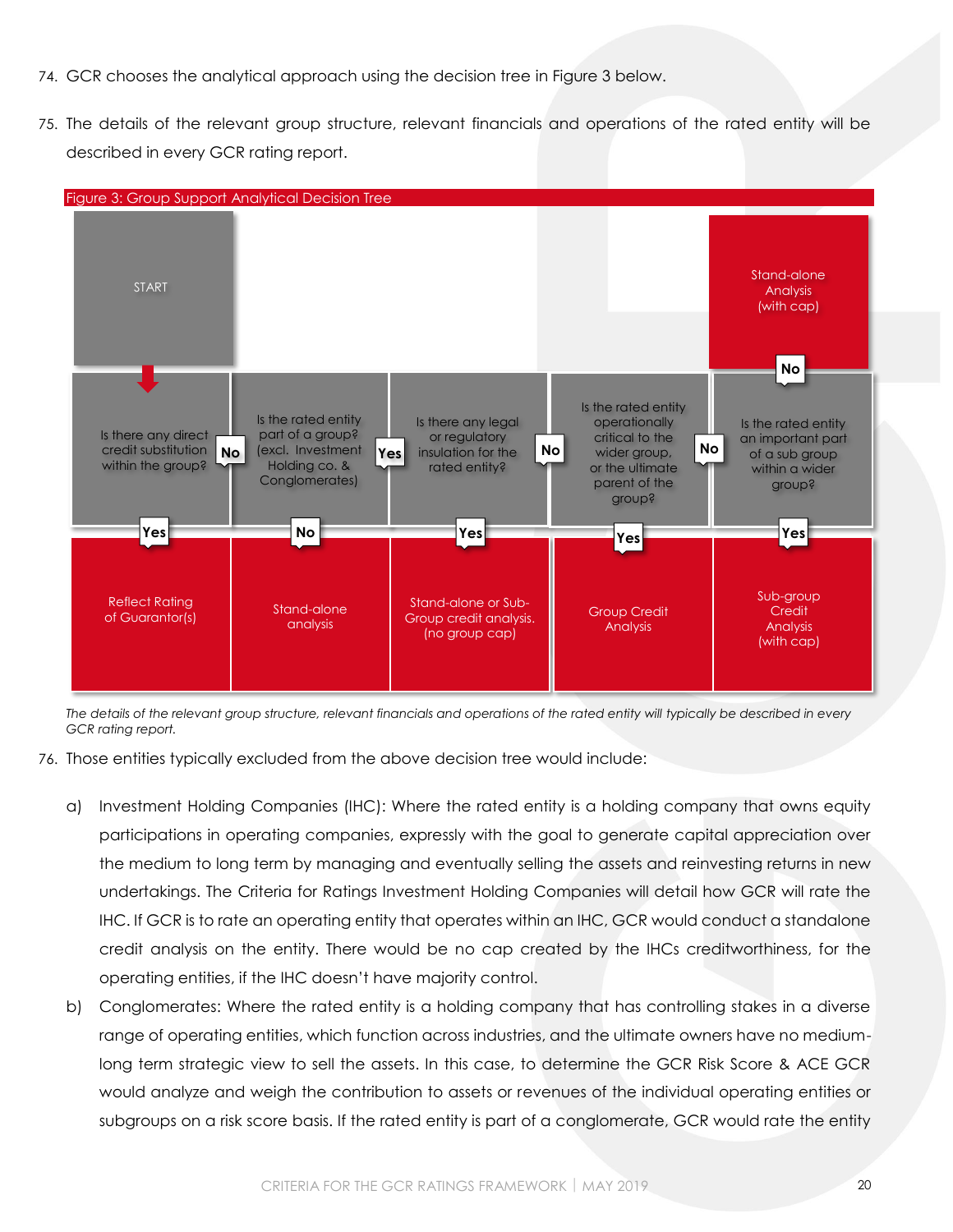74. GCR chooses the analytical approach using the decision tree in Figure 3 below.

75. The details of the relevant group structure, relevant financials and operations of the rated entity will be described in every GCR rating report.

Figure 3: Group Support Analytical Decision Tree

START

| Question | Answer | Outcome |
|---|---|---|
| Is there any direct credit substitution within the group? | Yes | Reflect Rating of Guarantor(s) |
| | No | → Is the rated entity part of a group? |
| Is the rated entity part of a group? (excl. Investment Holding co. & Conglomerates) | No | Stand-alone analysis |
| | Yes | → Is there any legal or regulatory insulation for the rated entity? |
| Is there any legal or regulatory insulation for the rated entity? | Yes | Stand-alone or Sub-Group credit analysis. (no group cap) |
| | No | → Is the rated entity operationally critical to the wider group, or the ultimate parent of the group? |
| Is the rated entity operationally critical to the wider group, or the ultimate parent of the group? | Yes | Group Credit Analysis |
| | No | → Is the rated entity an important part of a sub group within a wider group? |
| Is the rated entity an important part of a sub group within a wider group? | Yes | Sub-group Credit Analysis (with cap) |
| | No | Stand-alone Analysis (with cap) |

*The details of the relevant group structure, relevant financials and operations of the rated entity will typically be described in every GCR rating report.*

76. Those entities typically excluded from the above decision tree would include:

a) Investment Holding Companies (IHC): Where the rated entity is a holding company that owns equity participations in operating companies, expressly with the goal to generate capital appreciation over the medium to long term by managing and eventually selling the assets and reinvesting returns in new undertakings. The Criteria for Ratings Investment Holding Companies will detail how GCR will rate the IHC. If GCR is to rate an operating entity that operates within an IHC, GCR would conduct a standalone credit analysis on the entity. There would be no cap created by the IHCs creditworthiness, for the operating entities, if the IHC doesn't have majority control.

b) Conglomerates: Where the rated entity is a holding company that has controlling stakes in a diverse range of operating entities, which function across industries, and the ultimate owners have no medium-long term strategic view to sell the assets. In this case, to determine the GCR Risk Score & ACE GCR would analyze and weigh the contribution to assets or revenues of the individual operating entities or subgroups on a risk score basis. If the rated entity is part of a conglomerate, GCR would rate the entity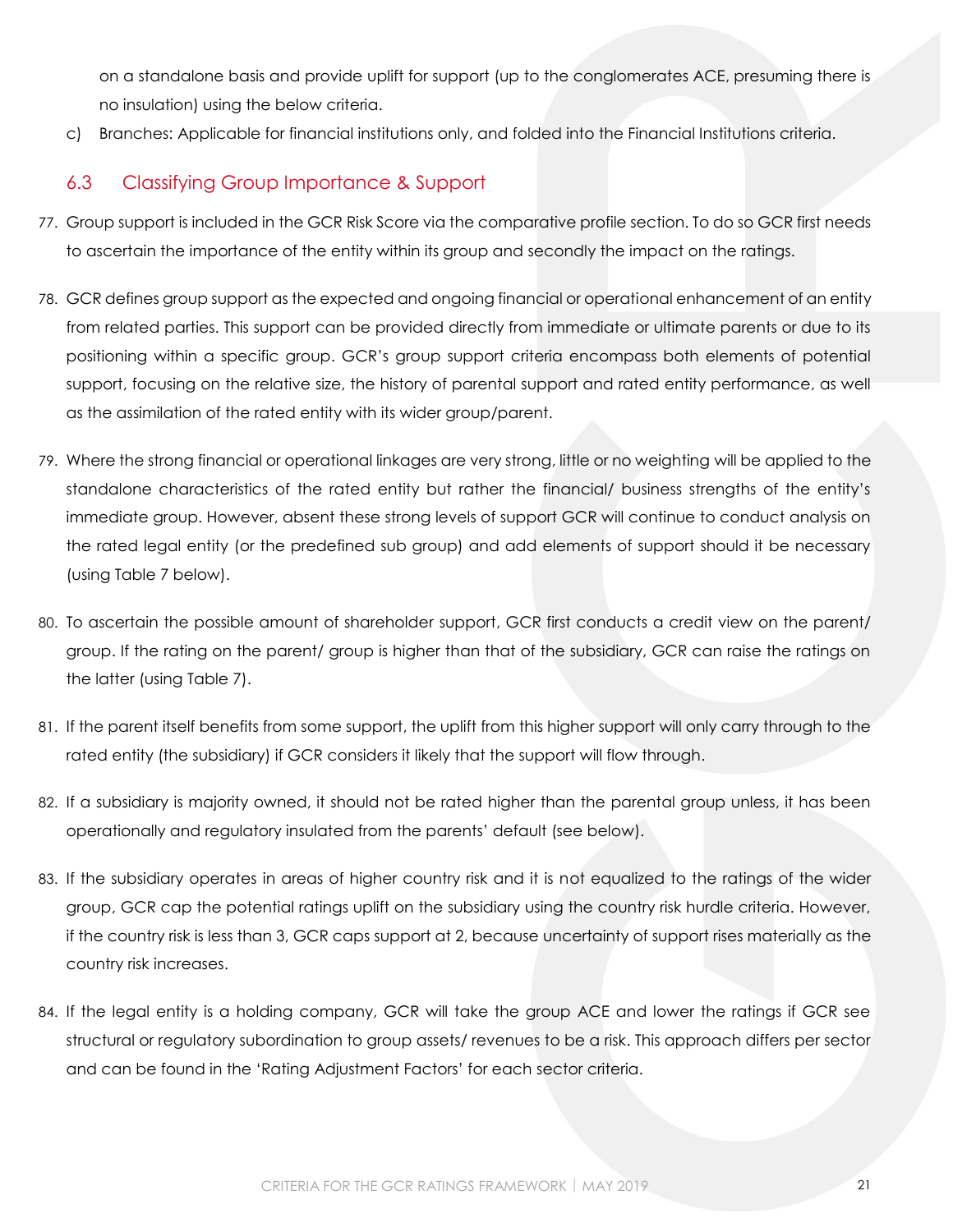on a standalone basis and provide uplift for support (up to the conglomerates ACE, presuming there is no insulation) using the below criteria.

c) Branches: Applicable for financial institutions only, and folded into the Financial Institutions criteria.

## 6.3 Classifying Group Importance & Support

77. Group support is included in the GCR Risk Score via the comparative profile section. To do so GCR first needs to ascertain the importance of the entity within its group and secondly the impact on the ratings.

78. GCR defines group support as the expected and ongoing financial or operational enhancement of an entity from related parties. This support can be provided directly from immediate or ultimate parents or due to its positioning within a specific group. GCR's group support criteria encompass both elements of potential support, focusing on the relative size, the history of parental support and rated entity performance, as well as the assimilation of the rated entity with its wider group/parent.

79. Where the strong financial or operational linkages are very strong, little or no weighting will be applied to the standalone characteristics of the rated entity but rather the financial/ business strengths of the entity's immediate group. However, absent these strong levels of support GCR will continue to conduct analysis on the rated legal entity (or the predefined sub group) and add elements of support should it be necessary (using Table 7 below).

80. To ascertain the possible amount of shareholder support, GCR first conducts a credit view on the parent/ group. If the rating on the parent/ group is higher than that of the subsidiary, GCR can raise the ratings on the latter (using Table 7).

81. If the parent itself benefits from some support, the uplift from this higher support will only carry through to the rated entity (the subsidiary) if GCR considers it likely that the support will flow through.

82. If a subsidiary is majority owned, it should not be rated higher than the parental group unless, it has been operationally and regulatory insulated from the parents' default (see below).

83. If the subsidiary operates in areas of higher country risk and it is not equalized to the ratings of the wider group, GCR cap the potential ratings uplift on the subsidiary using the country risk hurdle criteria. However, if the country risk is less than 3, GCR caps support at 2, because uncertainty of support rises materially as the country risk increases.

84. If the legal entity is a holding company, GCR will take the group ACE and lower the ratings if GCR see structural or regulatory subordination to group assets/ revenues to be a risk. This approach differs per sector and can be found in the 'Rating Adjustment Factors' for each sector criteria.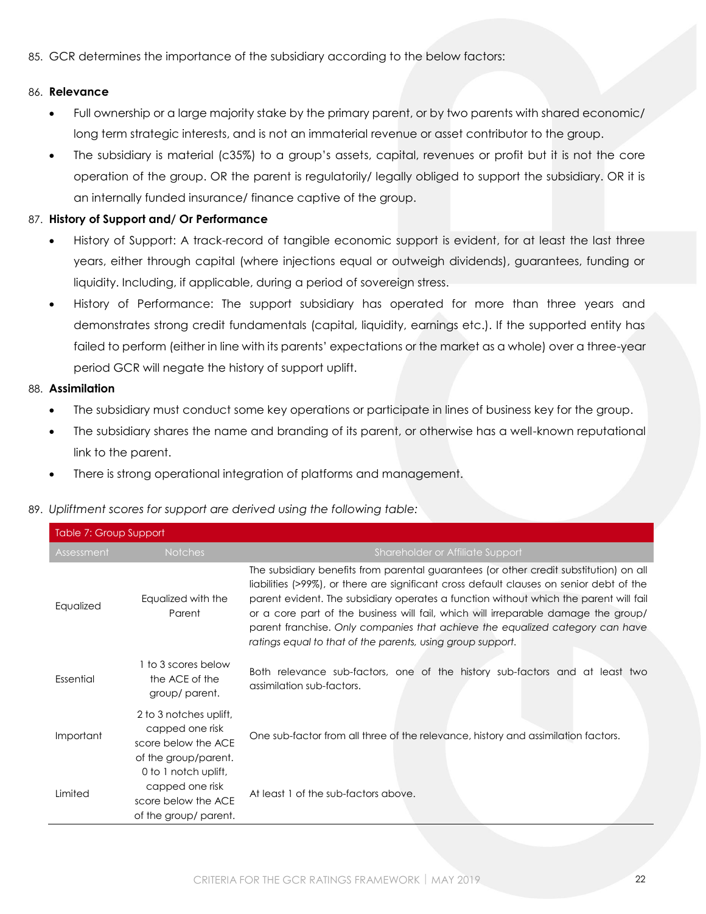85. GCR determines the importance of the subsidiary according to the below factors:

86. **Relevance**

- Full ownership or a large majority stake by the primary parent, or by two parents with shared economic/ long term strategic interests, and is not an immaterial revenue or asset contributor to the group.
- The subsidiary is material (c35%) to a group's assets, capital, revenues or profit but it is not the core operation of the group. OR the parent is regulatorily/ legally obliged to support the subsidiary. OR it is an internally funded insurance/ finance captive of the group.

87. **History of Support and/ Or Performance**

- History of Support: A track-record of tangible economic support is evident, for at least the last three years, either through capital (where injections equal or outweigh dividends), guarantees, funding or liquidity. Including, if applicable, during a period of sovereign stress.
- History of Performance: The support subsidiary has operated for more than three years and demonstrates strong credit fundamentals (capital, liquidity, earnings etc.). If the supported entity has failed to perform (either in line with its parents' expectations or the market as a whole) over a three-year period GCR will negate the history of support uplift.

88. **Assimilation**

- The subsidiary must conduct some key operations or participate in lines of business key for the group.
- The subsidiary shares the name and branding of its parent, or otherwise has a well-known reputational link to the parent.
- There is strong operational integration of platforms and management.

89. *Upliftment scores for support are derived using the following table:*

| Table 7: Group Support | | |
|---|---|---|
| Assessment | Notches | Shareholder or Affiliate Support |
| Equalized | Equalized with the Parent | The subsidiary benefits from parental guarantees (or other credit substitution) on all liabilities (>99%), or there are significant cross default clauses on senior debt of the parent evident. The subsidiary operates a function without which the parent will fail or a core part of the business will fail, which will irreparable damage the group/ parent franchise. *Only companies that achieve the equalized category can have ratings equal to that of the parents, using group support.* |
| Essential | 1 to 3 scores below the ACE of the group/ parent. | Both relevance sub-factors, one of the history sub-factors and at least two assimilation sub-factors. |
| Important | 2 to 3 notches uplift, capped one risk score below the ACE of the group/parent. | One sub-factor from all three of the relevance, history and assimilation factors. |
| Limited | 0 to 1 notch uplift, capped one risk score below the ACE of the group/ parent. | At least 1 of the sub-factors above. |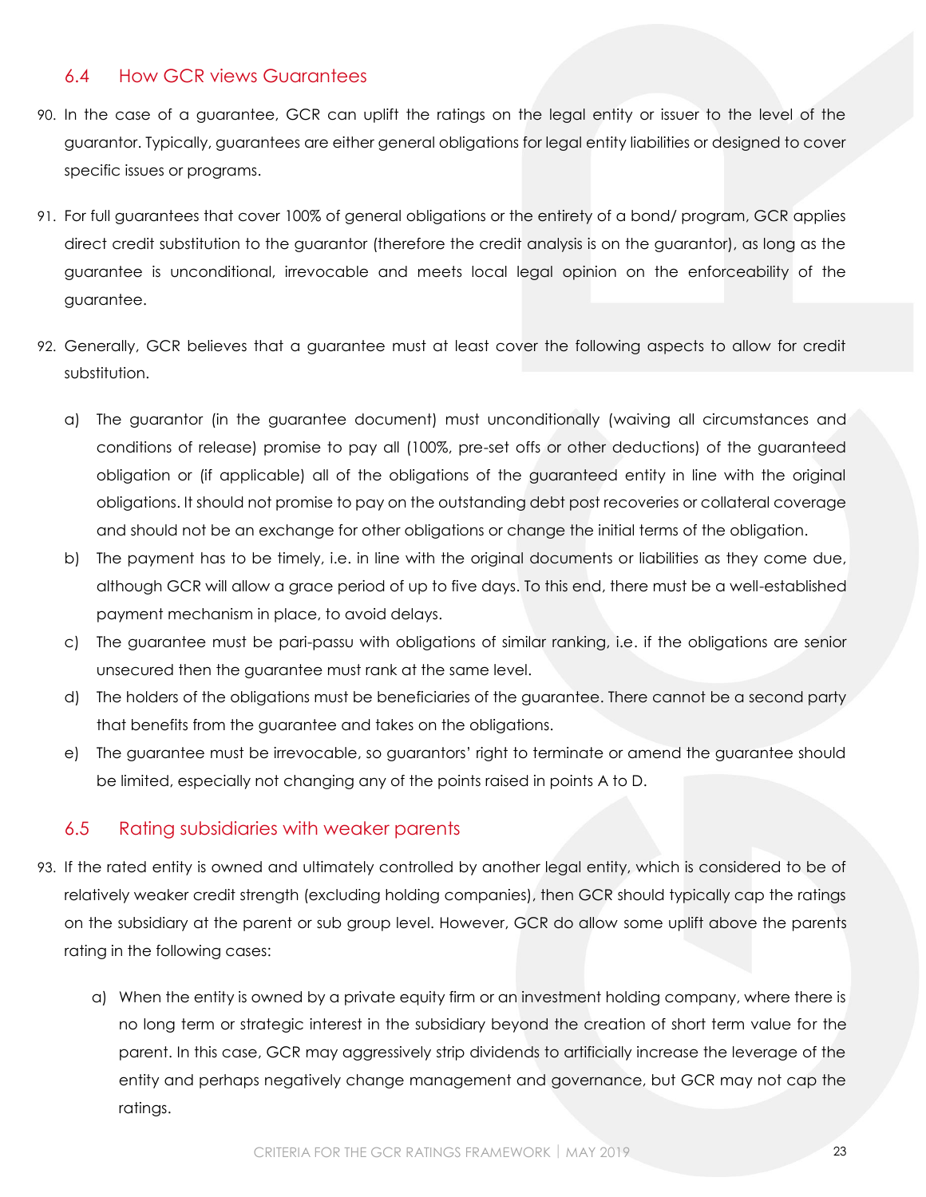## 6.4 How GCR views Guarantees

90. In the case of a guarantee, GCR can uplift the ratings on the legal entity or issuer to the level of the guarantor. Typically, guarantees are either general obligations for legal entity liabilities or designed to cover specific issues or programs.

91. For full guarantees that cover 100% of general obligations or the entirety of a bond/ program, GCR applies direct credit substitution to the guarantor (therefore the credit analysis is on the guarantor), as long as the guarantee is unconditional, irrevocable and meets local legal opinion on the enforceability of the guarantee.

92. Generally, GCR believes that a guarantee must at least cover the following aspects to allow for credit substitution.

    a) The guarantor (in the guarantee document) must unconditionally (waiving all circumstances and conditions of release) promise to pay all (100%, pre-set offs or other deductions) of the guaranteed obligation or (if applicable) all of the obligations of the guaranteed entity in line with the original obligations. It should not promise to pay on the outstanding debt post recoveries or collateral coverage and should not be an exchange for other obligations or change the initial terms of the obligation.
    b) The payment has to be timely, i.e. in line with the original documents or liabilities as they come due, although GCR will allow a grace period of up to five days. To this end, there must be a well-established payment mechanism in place, to avoid delays.
    c) The guarantee must be pari-passu with obligations of similar ranking, i.e. if the obligations are senior unsecured then the guarantee must rank at the same level.
    d) The holders of the obligations must be beneficiaries of the guarantee. There cannot be a second party that benefits from the guarantee and takes on the obligations.
    e) The guarantee must be irrevocable, so guarantors' right to terminate or amend the guarantee should be limited, especially not changing any of the points raised in points A to D.

## 6.5 Rating subsidiaries with weaker parents

93. If the rated entity is owned and ultimately controlled by another legal entity, which is considered to be of relatively weaker credit strength (excluding holding companies), then GCR should typically cap the ratings on the subsidiary at the parent or sub group level. However, GCR do allow some uplift above the parents rating in the following cases:

    a) When the entity is owned by a private equity firm or an investment holding company, where there is no long term or strategic interest in the subsidiary beyond the creation of short term value for the parent. In this case, GCR may aggressively strip dividends to artificially increase the leverage of the entity and perhaps negatively change management and governance, but GCR may not cap the ratings.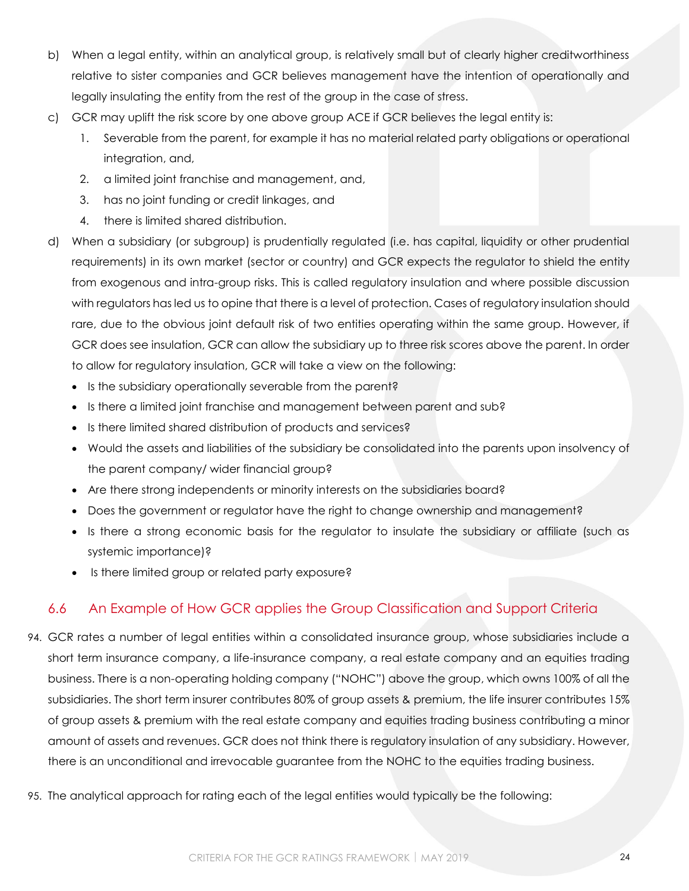b) When a legal entity, within an analytical group, is relatively small but of clearly higher creditworthiness relative to sister companies and GCR believes management have the intention of operationally and legally insulating the entity from the rest of the group in the case of stress.

c) GCR may uplift the risk score by one above group ACE if GCR believes the legal entity is:
   1. Severable from the parent, for example it has no material related party obligations or operational integration, and,
   2. a limited joint franchise and management, and,
   3. has no joint funding or credit linkages, and
   4. there is limited shared distribution.

d) When a subsidiary (or subgroup) is prudentially regulated (i.e. has capital, liquidity or other prudential requirements) in its own market (sector or country) and GCR expects the regulator to shield the entity from exogenous and intra-group risks. This is called regulatory insulation and where possible discussion with regulators has led us to opine that there is a level of protection. Cases of regulatory insulation should rare, due to the obvious joint default risk of two entities operating within the same group. However, if GCR does see insulation, GCR can allow the subsidiary up to three risk scores above the parent. In order to allow for regulatory insulation, GCR will take a view on the following:
   - Is the subsidiary operationally severable from the parent?
   - Is there a limited joint franchise and management between parent and sub?
   - Is there limited shared distribution of products and services?
   - Would the assets and liabilities of the subsidiary be consolidated into the parents upon insolvency of the parent company/ wider financial group?
   - Are there strong independents or minority interests on the subsidiaries board?
   - Does the government or regulator have the right to change ownership and management?
   - Is there a strong economic basis for the regulator to insulate the subsidiary or affiliate (such as systemic importance)?
   - Is there limited group or related party exposure?

## 6.6 An Example of How GCR applies the Group Classification and Support Criteria

94. GCR rates a number of legal entities within a consolidated insurance group, whose subsidiaries include a short term insurance company, a life-insurance company, a real estate company and an equities trading business. There is a non-operating holding company ("NOHC") above the group, which owns 100% of all the subsidiaries. The short term insurer contributes 80% of group assets & premium, the life insurer contributes 15% of group assets & premium with the real estate company and equities trading business contributing a minor amount of assets and revenues. GCR does not think there is regulatory insulation of any subsidiary. However, there is an unconditional and irrevocable guarantee from the NOHC to the equities trading business.

95. The analytical approach for rating each of the legal entities would typically be the following: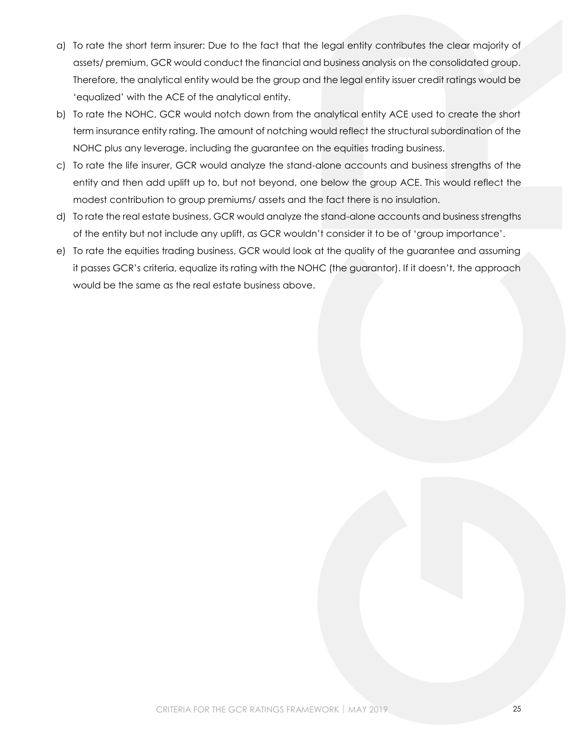a) To rate the short term insurer: Due to the fact that the legal entity contributes the clear majority of assets/ premium, GCR would conduct the financial and business analysis on the consolidated group. Therefore, the analytical entity would be the group and the legal entity issuer credit ratings would be 'equalized' with the ACE of the analytical entity.
b) To rate the NOHC, GCR would notch down from the analytical entity ACE used to create the short term insurance entity rating. The amount of notching would reflect the structural subordination of the NOHC plus any leverage, including the guarantee on the equities trading business.
c) To rate the life insurer, GCR would analyze the stand-alone accounts and business strengths of the entity and then add uplift up to, but not beyond, one below the group ACE. This would reflect the modest contribution to group premiums/ assets and the fact there is no insulation.
d) To rate the real estate business, GCR would analyze the stand-alone accounts and business strengths of the entity but not include any uplift, as GCR wouldn't consider it to be of 'group importance'.
e) To rate the equities trading business, GCR would look at the quality of the guarantee and assuming it passes GCR's criteria, equalize its rating with the NOHC (the guarantor). If it doesn't, the approach would be the same as the real estate business above.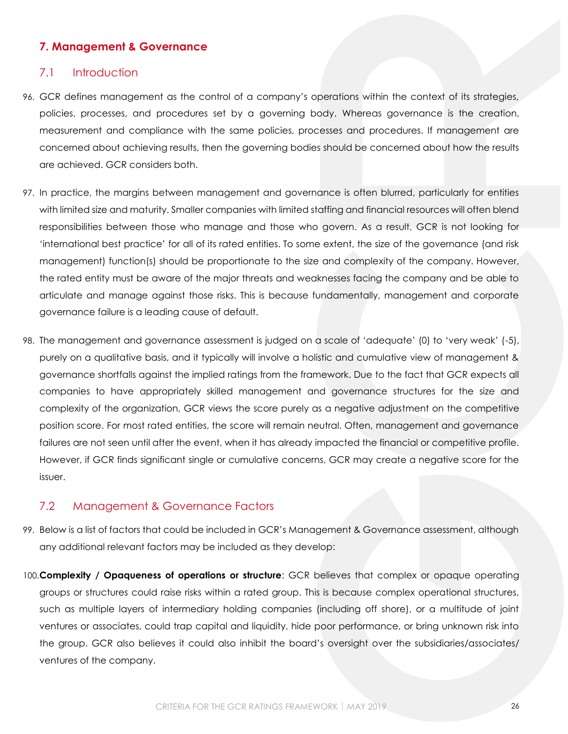## 7. Management & Governance

### 7.1 Introduction

96. GCR defines management as the control of a company's operations within the context of its strategies, policies, processes, and procedures set by a governing body. Whereas governance is the creation, measurement and compliance with the same policies, processes and procedures. If management are concerned about achieving results, then the governing bodies should be concerned about how the results are achieved. GCR considers both.

97. In practice, the margins between management and governance is often blurred, particularly for entities with limited size and maturity. Smaller companies with limited staffing and financial resources will often blend responsibilities between those who manage and those who govern. As a result, GCR is not looking for 'international best practice' for all of its rated entities. To some extent, the size of the governance (and risk management) function(s) should be proportionate to the size and complexity of the company. However, the rated entity must be aware of the major threats and weaknesses facing the company and be able to articulate and manage against those risks. This is because fundamentally, management and corporate governance failure is a leading cause of default.

98. The management and governance assessment is judged on a scale of 'adequate' (0) to 'very weak' (-5), purely on a qualitative basis, and it typically will involve a holistic and cumulative view of management & governance shortfalls against the implied ratings from the framework. Due to the fact that GCR expects all companies to have appropriately skilled management and governance structures for the size and complexity of the organization, GCR views the score purely as a negative adjustment on the competitive position score. For most rated entities, the score will remain neutral. Often, management and governance failures are not seen until after the event, when it has already impacted the financial or competitive profile. However, if GCR finds significant single or cumulative concerns, GCR may create a negative score for the issuer.

### 7.2 Management & Governance Factors

99. Below is a list of factors that could be included in GCR's Management & Governance assessment, although any additional relevant factors may be included as they develop:

100. **Complexity / Opaqueness of operations or structure**: GCR believes that complex or opaque operating groups or structures could raise risks within a rated group. This is because complex operational structures, such as multiple layers of intermediary holding companies (including off shore), or a multitude of joint ventures or associates, could trap capital and liquidity, hide poor performance, or bring unknown risk into the group. GCR also believes it could also inhibit the board's oversight over the subsidiaries/associates/ ventures of the company.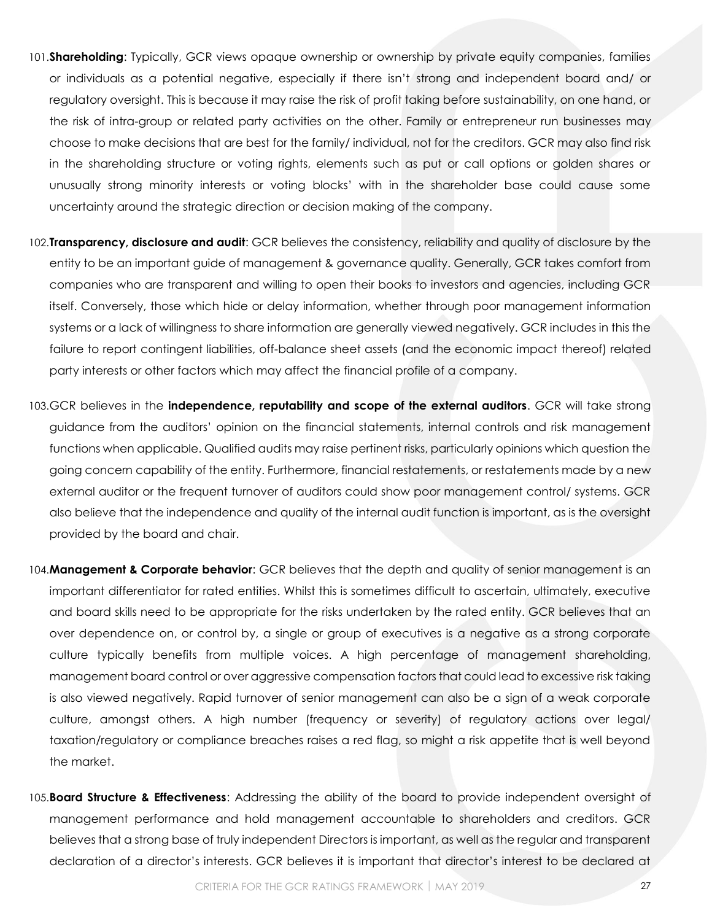101.**Shareholding**: Typically, GCR views opaque ownership or ownership by private equity companies, families or individuals as a potential negative, especially if there isn't strong and independent board and/ or regulatory oversight. This is because it may raise the risk of profit taking before sustainability, on one hand, or the risk of intra-group or related party activities on the other. Family or entrepreneur run businesses may choose to make decisions that are best for the family/ individual, not for the creditors. GCR may also find risk in the shareholding structure or voting rights, elements such as put or call options or golden shares or unusually strong minority interests or voting blocks' with in the shareholder base could cause some uncertainty around the strategic direction or decision making of the company.

102.**Transparency, disclosure and audit**: GCR believes the consistency, reliability and quality of disclosure by the entity to be an important guide of management & governance quality. Generally, GCR takes comfort from companies who are transparent and willing to open their books to investors and agencies, including GCR itself. Conversely, those which hide or delay information, whether through poor management information systems or a lack of willingness to share information are generally viewed negatively. GCR includes in this the failure to report contingent liabilities, off-balance sheet assets (and the economic impact thereof) related party interests or other factors which may affect the financial profile of a company.

103.GCR believes in the **independence, reputability and scope of the external auditors**. GCR will take strong guidance from the auditors' opinion on the financial statements, internal controls and risk management functions when applicable. Qualified audits may raise pertinent risks, particularly opinions which question the going concern capability of the entity. Furthermore, financial restatements, or restatements made by a new external auditor or the frequent turnover of auditors could show poor management control/ systems. GCR also believe that the independence and quality of the internal audit function is important, as is the oversight provided by the board and chair.

104.**Management & Corporate behavior**: GCR believes that the depth and quality of senior management is an important differentiator for rated entities. Whilst this is sometimes difficult to ascertain, ultimately, executive and board skills need to be appropriate for the risks undertaken by the rated entity. GCR believes that an over dependence on, or control by, a single or group of executives is a negative as a strong corporate culture typically benefits from multiple voices. A high percentage of management shareholding, management board control or over aggressive compensation factors that could lead to excessive risk taking is also viewed negatively. Rapid turnover of senior management can also be a sign of a weak corporate culture, amongst others. A high number (frequency or severity) of regulatory actions over legal/ taxation/regulatory or compliance breaches raises a red flag, so might a risk appetite that is well beyond the market.

105.**Board Structure & Effectiveness**: Addressing the ability of the board to provide independent oversight of management performance and hold management accountable to shareholders and creditors. GCR believes that a strong base of truly independent Directors is important, as well as the regular and transparent declaration of a director's interests. GCR believes it is important that director's interest to be declared at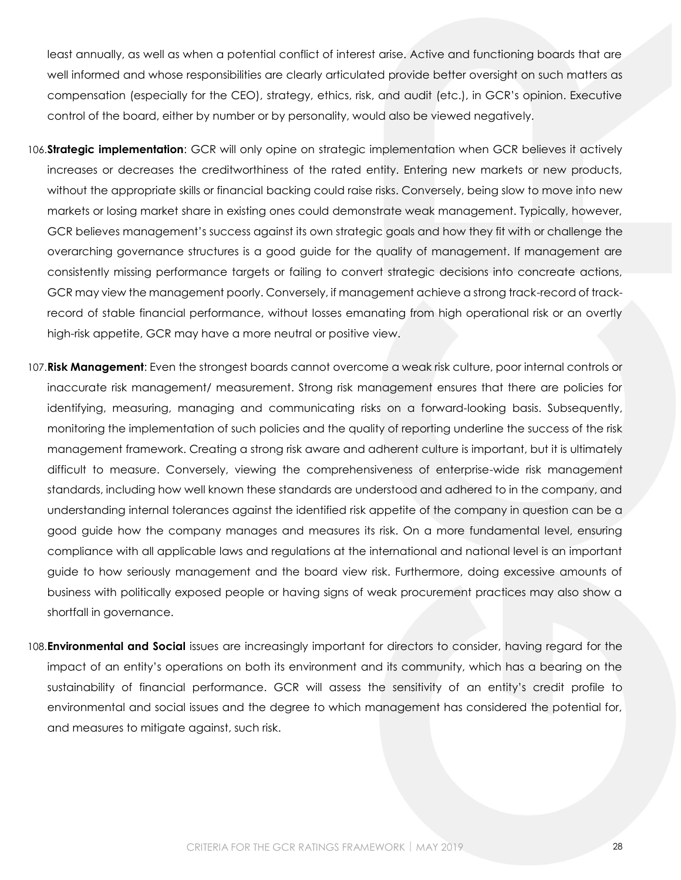least annually, as well as when a potential conflict of interest arise. Active and functioning boards that are well informed and whose responsibilities are clearly articulated provide better oversight on such matters as compensation (especially for the CEO), strategy, ethics, risk, and audit (etc.), in GCR's opinion. Executive control of the board, either by number or by personality, would also be viewed negatively.

106. **Strategic implementation**: GCR will only opine on strategic implementation when GCR believes it actively increases or decreases the creditworthiness of the rated entity. Entering new markets or new products, without the appropriate skills or financial backing could raise risks. Conversely, being slow to move into new markets or losing market share in existing ones could demonstrate weak management. Typically, however, GCR believes management's success against its own strategic goals and how they fit with or challenge the overarching governance structures is a good guide for the quality of management. If management are consistently missing performance targets or failing to convert strategic decisions into concreate actions, GCR may view the management poorly. Conversely, if management achieve a strong track-record of track-record of stable financial performance, without losses emanating from high operational risk or an overtly high-risk appetite, GCR may have a more neutral or positive view.

107. **Risk Management**: Even the strongest boards cannot overcome a weak risk culture, poor internal controls or inaccurate risk management/ measurement. Strong risk management ensures that there are policies for identifying, measuring, managing and communicating risks on a forward-looking basis. Subsequently, monitoring the implementation of such policies and the quality of reporting underline the success of the risk management framework. Creating a strong risk aware and adherent culture is important, but it is ultimately difficult to measure. Conversely, viewing the comprehensiveness of enterprise-wide risk management standards, including how well known these standards are understood and adhered to in the company, and understanding internal tolerances against the identified risk appetite of the company in question can be a good guide how the company manages and measures its risk. On a more fundamental level, ensuring compliance with all applicable laws and regulations at the international and national level is an important guide to how seriously management and the board view risk. Furthermore, doing excessive amounts of business with politically exposed people or having signs of weak procurement practices may also show a shortfall in governance.

108. **Environmental and Social** issues are increasingly important for directors to consider, having regard for the impact of an entity's operations on both its environment and its community, which has a bearing on the sustainability of financial performance. GCR will assess the sensitivity of an entity's credit profile to environmental and social issues and the degree to which management has considered the potential for, and measures to mitigate against, such risk.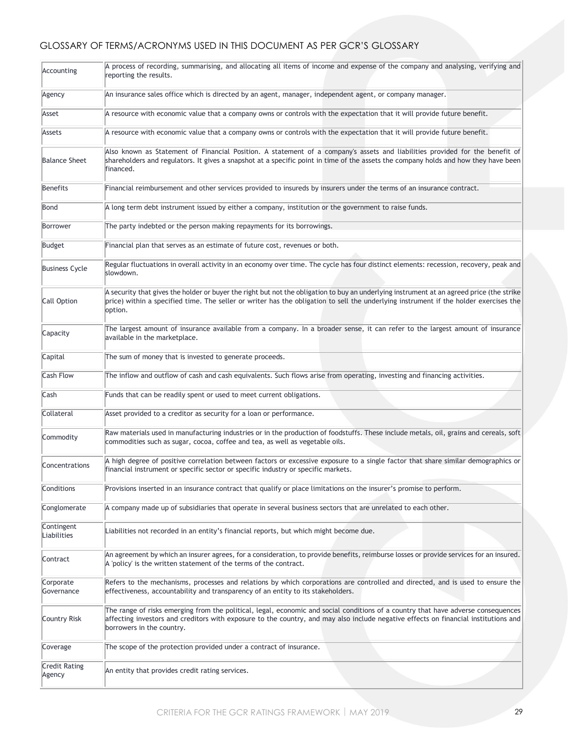## GLOSSARY OF TERMS/ACRONYMS USED IN THIS DOCUMENT AS PER GCR'S GLOSSARY

| | |
|---|---|
| Accounting | A process of recording, summarising, and allocating all items of income and expense of the company and analysing, verifying and reporting the results. |
| Agency | An insurance sales office which is directed by an agent, manager, independent agent, or company manager. |
| Asset | A resource with economic value that a company owns or controls with the expectation that it will provide future benefit. |
| Assets | A resource with economic value that a company owns or controls with the expectation that it will provide future benefit. |
| Balance Sheet | Also known as Statement of Financial Position. A statement of a company's assets and liabilities provided for the benefit of shareholders and regulators. It gives a snapshot at a specific point in time of the assets the company holds and how they have been financed. |
| Benefits | Financial reimbursement and other services provided to insureds by insurers under the terms of an insurance contract. |
| Bond | A long term debt instrument issued by either a company, institution or the government to raise funds. |
| Borrower | The party indebted or the person making repayments for its borrowings. |
| Budget | Financial plan that serves as an estimate of future cost, revenues or both. |
| Business Cycle | Regular fluctuations in overall activity in an economy over time. The cycle has four distinct elements: recession, recovery, peak and slowdown. |
| Call Option | A security that gives the holder or buyer the right but not the obligation to buy an underlying instrument at an agreed price (the strike price) within a specified time. The seller or writer has the obligation to sell the underlying instrument if the holder exercises the option. |
| Capacity | The largest amount of insurance available from a company. In a broader sense, it can refer to the largest amount of insurance available in the marketplace. |
| Capital | The sum of money that is invested to generate proceeds. |
| Cash Flow | The inflow and outflow of cash and cash equivalents. Such flows arise from operating, investing and financing activities. |
| Cash | Funds that can be readily spent or used to meet current obligations. |
| Collateral | Asset provided to a creditor as security for a loan or performance. |
| Commodity | Raw materials used in manufacturing industries or in the production of foodstuffs. These include metals, oil, grains and cereals, soft commodities such as sugar, cocoa, coffee and tea, as well as vegetable oils. |
| Concentrations | A high degree of positive correlation between factors or excessive exposure to a single factor that share similar demographics or financial instrument or specific sector or specific industry or specific markets. |
| Conditions | Provisions inserted in an insurance contract that qualify or place limitations on the insurer's promise to perform. |
| Conglomerate | A company made up of subsidiaries that operate in several business sectors that are unrelated to each other. |
| Contingent Liabilities | Liabilities not recorded in an entity's financial reports, but which might become due. |
| Contract | An agreement by which an insurer agrees, for a consideration, to provide benefits, reimburse losses or provide services for an insured. A 'policy' is the written statement of the terms of the contract. |
| Corporate Governance | Refers to the mechanisms, processes and relations by which corporations are controlled and directed, and is used to ensure the effectiveness, accountability and transparency of an entity to its stakeholders. |
| Country Risk | The range of risks emerging from the political, legal, economic and social conditions of a country that have adverse consequences affecting investors and creditors with exposure to the country, and may also include negative effects on financial institutions and borrowers in the country. |
| Coverage | The scope of the protection provided under a contract of insurance. |
| Credit Rating Agency | An entity that provides credit rating services. |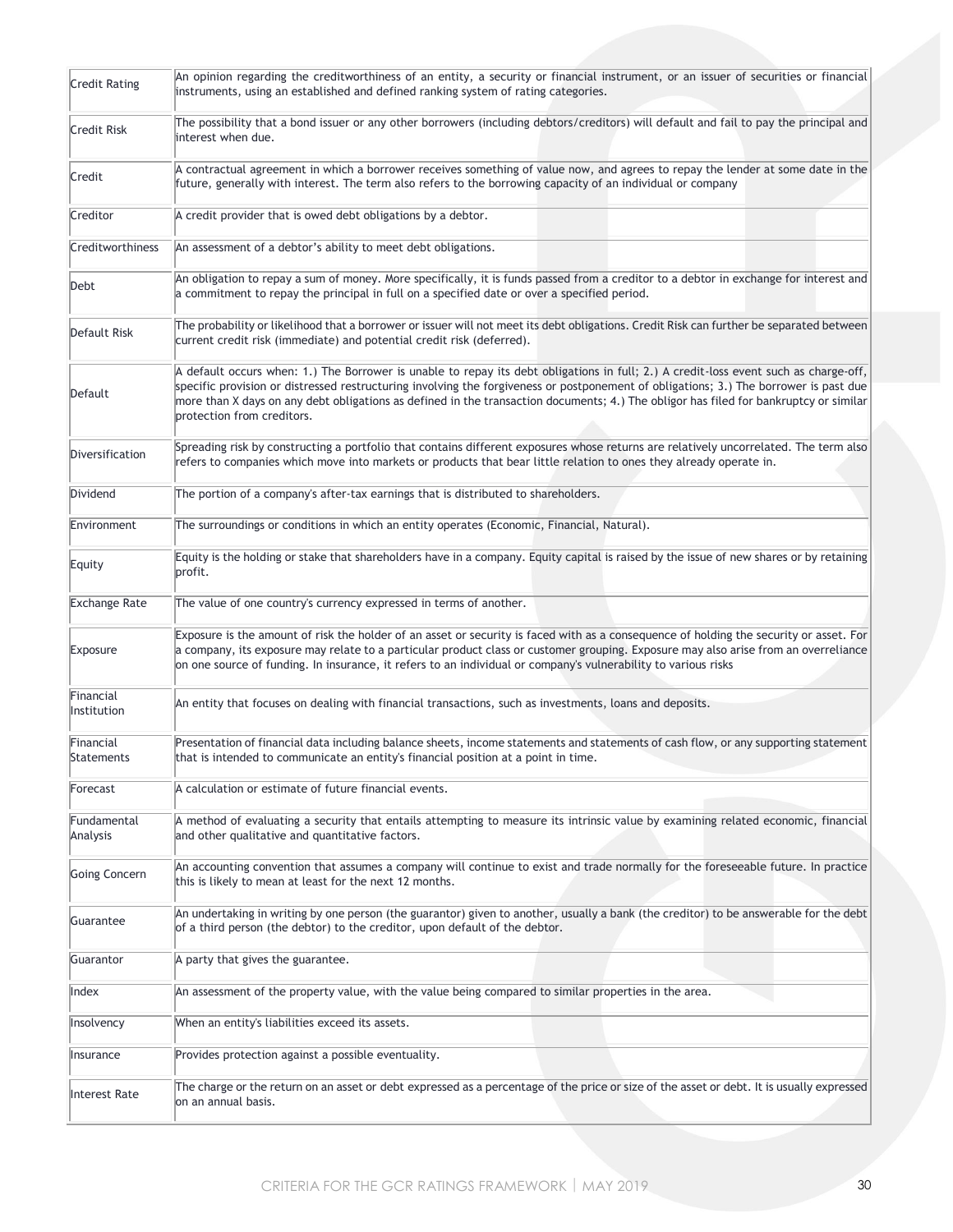| | |
|---|---|
| Credit Rating | An opinion regarding the creditworthiness of an entity, a security or financial instrument, or an issuer of securities or financial instruments, using an established and defined ranking system of rating categories. |
| Credit Risk | The possibility that a bond issuer or any other borrowers (including debtors/creditors) will default and fail to pay the principal and interest when due. |
| Credit | A contractual agreement in which a borrower receives something of value now, and agrees to repay the lender at some date in the future, generally with interest. The term also refers to the borrowing capacity of an individual or company |
| Creditor | A credit provider that is owed debt obligations by a debtor. |
| Creditworthiness | An assessment of a debtor's ability to meet debt obligations. |
| Debt | An obligation to repay a sum of money. More specifically, it is funds passed from a creditor to a debtor in exchange for interest and a commitment to repay the principal in full on a specified date or over a specified period. |
| Default Risk | The probability or likelihood that a borrower or issuer will not meet its debt obligations. Credit Risk can further be separated between current credit risk (immediate) and potential credit risk (deferred). |
| Default | A default occurs when: 1.) The Borrower is unable to repay its debt obligations in full; 2.) A credit-loss event such as charge-off, specific provision or distressed restructuring involving the forgiveness or postponement of obligations; 3.) The borrower is past due more than X days on any debt obligations as defined in the transaction documents; 4.) The obligor has filed for bankruptcy or similar protection from creditors. |
| Diversification | Spreading risk by constructing a portfolio that contains different exposures whose returns are relatively uncorrelated. The term also refers to companies which move into markets or products that bear little relation to ones they already operate in. |
| Dividend | The portion of a company's after-tax earnings that is distributed to shareholders. |
| Environment | The surroundings or conditions in which an entity operates (Economic, Financial, Natural). |
| Equity | Equity is the holding or stake that shareholders have in a company. Equity capital is raised by the issue of new shares or by retaining profit. |
| Exchange Rate | The value of one country's currency expressed in terms of another. |
| Exposure | Exposure is the amount of risk the holder of an asset or security is faced with as a consequence of holding the security or asset. For a company, its exposure may relate to a particular product class or customer grouping. Exposure may also arise from an overreliance on one source of funding. In insurance, it refers to an individual or company's vulnerability to various risks |
| Financial Institution | An entity that focuses on dealing with financial transactions, such as investments, loans and deposits. |
| Financial Statements | Presentation of financial data including balance sheets, income statements and statements of cash flow, or any supporting statement that is intended to communicate an entity's financial position at a point in time. |
| Forecast | A calculation or estimate of future financial events. |
| Fundamental Analysis | A method of evaluating a security that entails attempting to measure its intrinsic value by examining related economic, financial and other qualitative and quantitative factors. |
| Going Concern | An accounting convention that assumes a company will continue to exist and trade normally for the foreseeable future. In practice this is likely to mean at least for the next 12 months. |
| Guarantee | An undertaking in writing by one person (the guarantor) given to another, usually a bank (the creditor) to be answerable for the debt of a third person (the debtor) to the creditor, upon default of the debtor. |
| Guarantor | A party that gives the guarantee. |
| Index | An assessment of the property value, with the value being compared to similar properties in the area. |
| Insolvency | When an entity's liabilities exceed its assets. |
| Insurance | Provides protection against a possible eventuality. |
| Interest Rate | The charge or the return on an asset or debt expressed as a percentage of the price or size of the asset or debt. It is usually expressed on an annual basis. |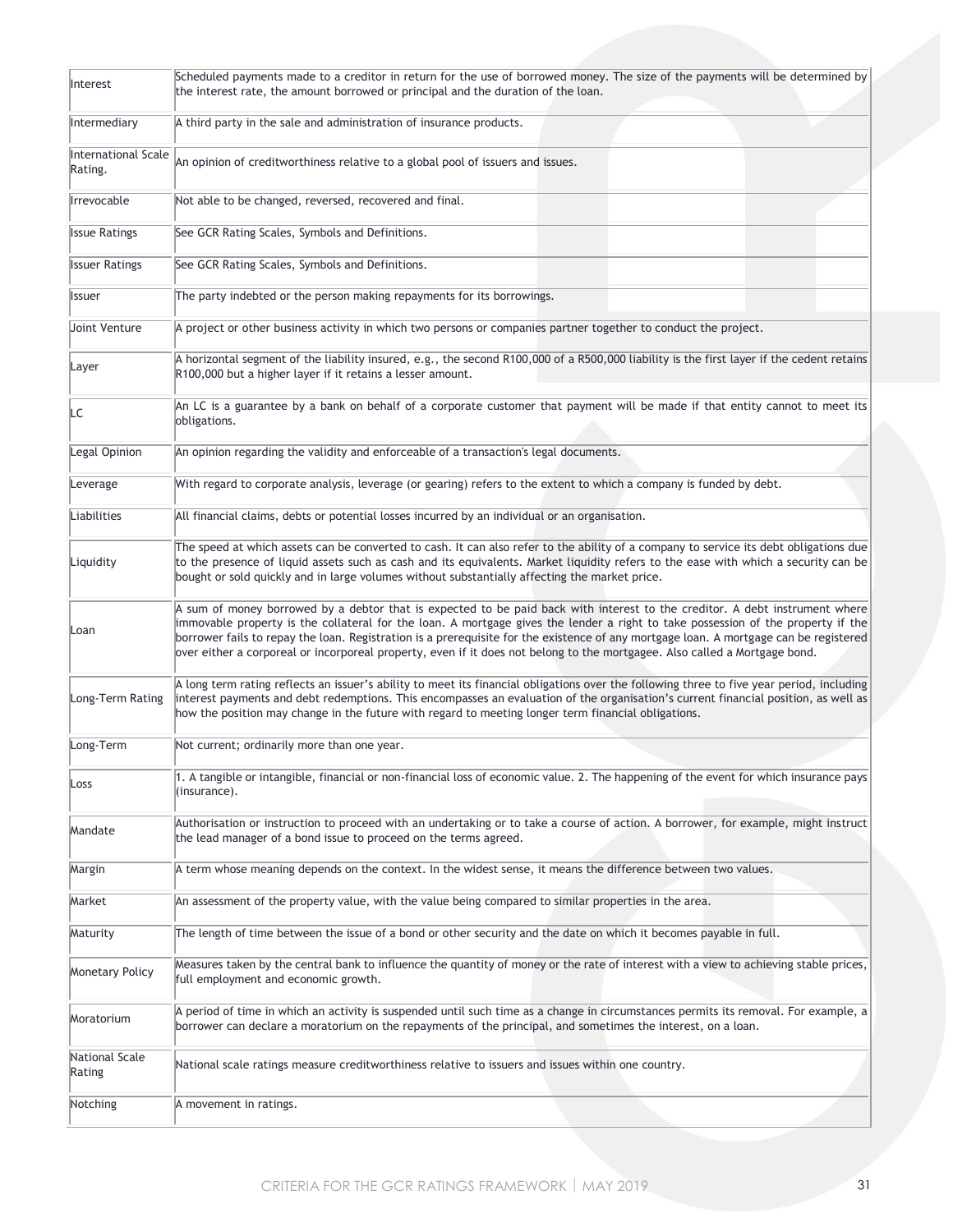| | |
|---|---|
| Interest | Scheduled payments made to a creditor in return for the use of borrowed money. The size of the payments will be determined by the interest rate, the amount borrowed or principal and the duration of the loan. |
| Intermediary | A third party in the sale and administration of insurance products. |
| International Scale Rating. | An opinion of creditworthiness relative to a global pool of issuers and issues. |
| Irrevocable | Not able to be changed, reversed, recovered and final. |
| Issue Ratings | See GCR Rating Scales, Symbols and Definitions. |
| Issuer Ratings | See GCR Rating Scales, Symbols and Definitions. |
| Issuer | The party indebted or the person making repayments for its borrowings. |
| Joint Venture | A project or other business activity in which two persons or companies partner together to conduct the project. |
| Layer | A horizontal segment of the liability insured, e.g., the second R100,000 of a R500,000 liability is the first layer if the cedent retains R100,000 but a higher layer if it retains a lesser amount. |
| LC | An LC is a guarantee by a bank on behalf of a corporate customer that payment will be made if that entity cannot to meet its obligations. |
| Legal Opinion | An opinion regarding the validity and enforceable of a transaction's legal documents. |
| Leverage | With regard to corporate analysis, leverage (or gearing) refers to the extent to which a company is funded by debt. |
| Liabilities | All financial claims, debts or potential losses incurred by an individual or an organisation. |
| Liquidity | The speed at which assets can be converted to cash. It can also refer to the ability of a company to service its debt obligations due to the presence of liquid assets such as cash and its equivalents. Market liquidity refers to the ease with which a security can be bought or sold quickly and in large volumes without substantially affecting the market price. |
| Loan | A sum of money borrowed by a debtor that is expected to be paid back with interest to the creditor. A debt instrument where immovable property is the collateral for the loan. A mortgage gives the lender a right to take possession of the property if the borrower fails to repay the loan. Registration is a prerequisite for the existence of any mortgage loan. A mortgage can be registered over either a corporeal or incorporeal property, even if it does not belong to the mortgagee. Also called a Mortgage bond. |
| Long-Term Rating | A long term rating reflects an issuer's ability to meet its financial obligations over the following three to five year period, including interest payments and debt redemptions. This encompasses an evaluation of the organisation's current financial position, as well as how the position may change in the future with regard to meeting longer term financial obligations. |
| Long-Term | Not current; ordinarily more than one year. |
| Loss | 1. A tangible or intangible, financial or non-financial loss of economic value. 2. The happening of the event for which insurance pays (insurance). |
| Mandate | Authorisation or instruction to proceed with an undertaking or to take a course of action. A borrower, for example, might instruct the lead manager of a bond issue to proceed on the terms agreed. |
| Margin | A term whose meaning depends on the context. In the widest sense, it means the difference between two values. |
| Market | An assessment of the property value, with the value being compared to similar properties in the area. |
| Maturity | The length of time between the issue of a bond or other security and the date on which it becomes payable in full. |
| Monetary Policy | Measures taken by the central bank to influence the quantity of money or the rate of interest with a view to achieving stable prices, full employment and economic growth. |
| Moratorium | A period of time in which an activity is suspended until such time as a change in circumstances permits its removal. For example, a borrower can declare a moratorium on the repayments of the principal, and sometimes the interest, on a loan. |
| National Scale Rating | National scale ratings measure creditworthiness relative to issuers and issues within one country. |
| Notching | A movement in ratings. |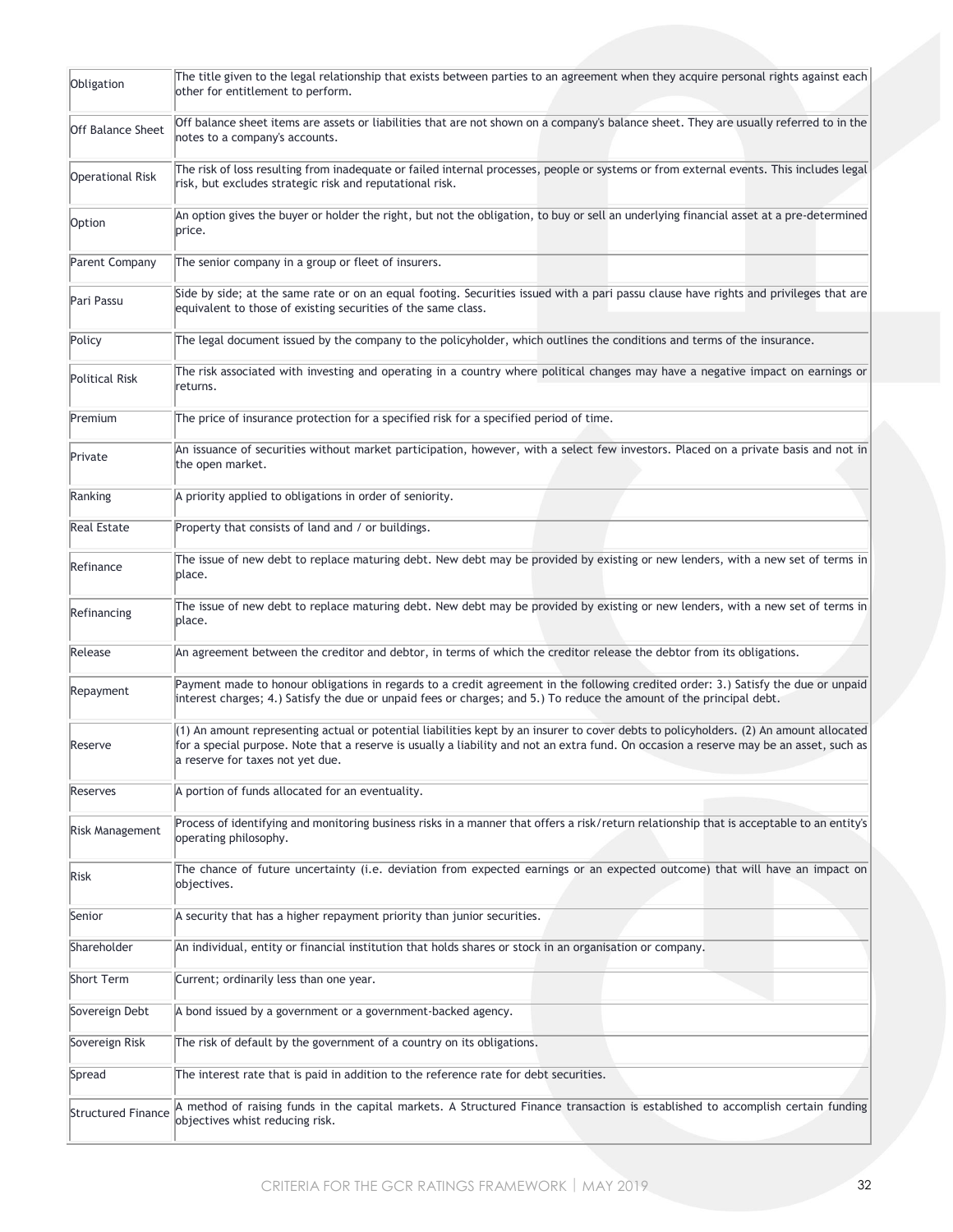| | |
|---|---|
| Obligation | The title given to the legal relationship that exists between parties to an agreement when they acquire personal rights against each other for entitlement to perform. |
| Off Balance Sheet | Off balance sheet items are assets or liabilities that are not shown on a company's balance sheet. They are usually referred to in the notes to a company's accounts. |
| Operational Risk | The risk of loss resulting from inadequate or failed internal processes, people or systems or from external events. This includes legal risk, but excludes strategic risk and reputational risk. |
| Option | An option gives the buyer or holder the right, but not the obligation, to buy or sell an underlying financial asset at a pre-determined price. |
| Parent Company | The senior company in a group or fleet of insurers. |
| Pari Passu | Side by side; at the same rate or on an equal footing. Securities issued with a pari passu clause have rights and privileges that are equivalent to those of existing securities of the same class. |
| Policy | The legal document issued by the company to the policyholder, which outlines the conditions and terms of the insurance. |
| Political Risk | The risk associated with investing and operating in a country where political changes may have a negative impact on earnings or returns. |
| Premium | The price of insurance protection for a specified risk for a specified period of time. |
| Private | An issuance of securities without market participation, however, with a select few investors. Placed on a private basis and not in the open market. |
| Ranking | A priority applied to obligations in order of seniority. |
| Real Estate | Property that consists of land and / or buildings. |
| Refinance | The issue of new debt to replace maturing debt. New debt may be provided by existing or new lenders, with a new set of terms in place. |
| Refinancing | The issue of new debt to replace maturing debt. New debt may be provided by existing or new lenders, with a new set of terms in place. |
| Release | An agreement between the creditor and debtor, in terms of which the creditor release the debtor from its obligations. |
| Repayment | Payment made to honour obligations in regards to a credit agreement in the following credited order: 3.) Satisfy the due or unpaid interest charges; 4.) Satisfy the due or unpaid fees or charges; and 5.) To reduce the amount of the principal debt. |
| Reserve | (1) An amount representing actual or potential liabilities kept by an insurer to cover debts to policyholders. (2) An amount allocated for a special purpose. Note that a reserve is usually a liability and not an extra fund. On occasion a reserve may be an asset, such as a reserve for taxes not yet due. |
| Reserves | A portion of funds allocated for an eventuality. |
| Risk Management | Process of identifying and monitoring business risks in a manner that offers a risk/return relationship that is acceptable to an entity's operating philosophy. |
| Risk | The chance of future uncertainty (i.e. deviation from expected earnings or an expected outcome) that will have an impact on objectives. |
| Senior | A security that has a higher repayment priority than junior securities. |
| Shareholder | An individual, entity or financial institution that holds shares or stock in an organisation or company. |
| Short Term | Current; ordinarily less than one year. |
| Sovereign Debt | A bond issued by a government or a government-backed agency. |
| Sovereign Risk | The risk of default by the government of a country on its obligations. |
| Spread | The interest rate that is paid in addition to the reference rate for debt securities. |
| Structured Finance | A method of raising funds in the capital markets. A Structured Finance transaction is established to accomplish certain funding objectives whist reducing risk. |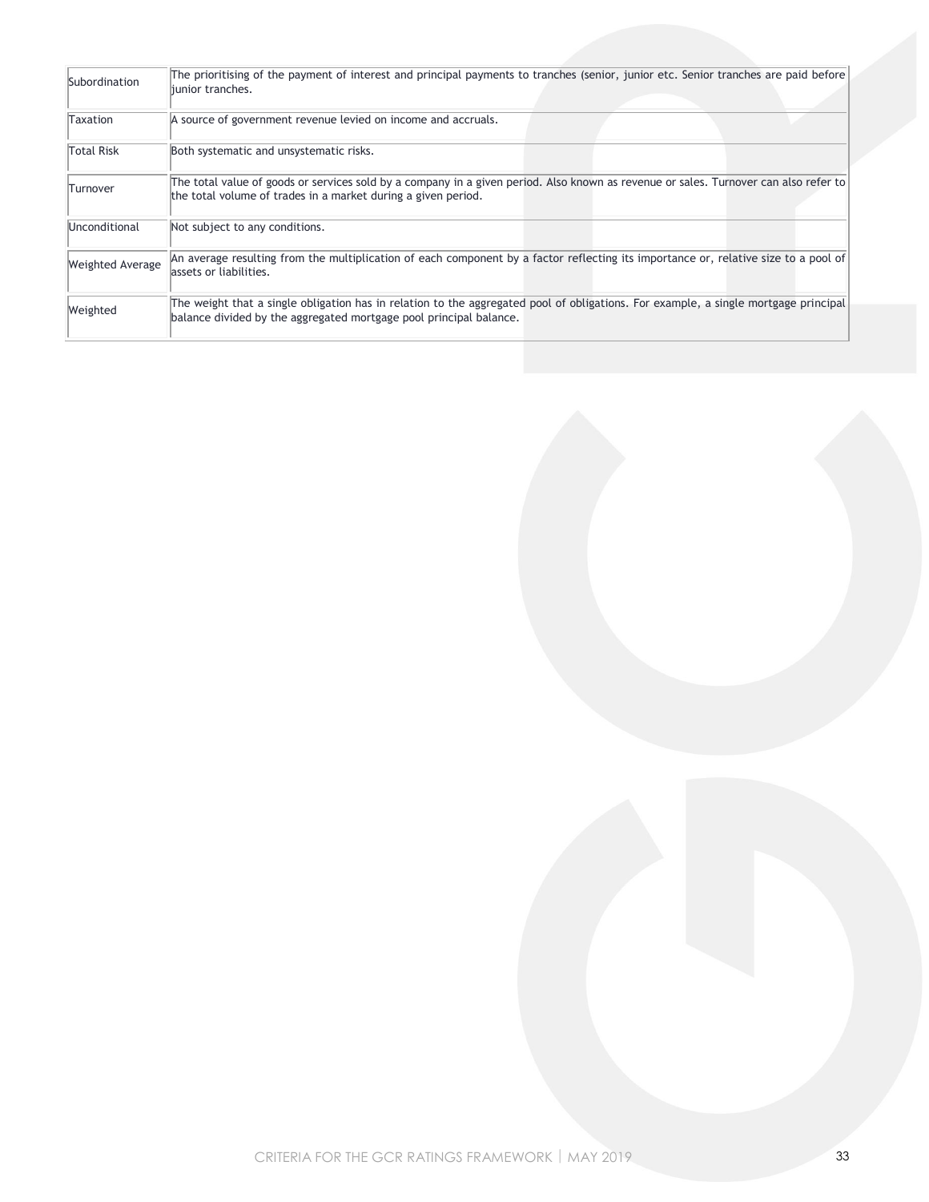| | |
|---|---|
| Subordination | The prioritising of the payment of interest and principal payments to tranches (senior, junior etc. Senior tranches are paid before junior tranches. |
| Taxation | A source of government revenue levied on income and accruals. |
| Total Risk | Both systematic and unsystematic risks. |
| Turnover | The total value of goods or services sold by a company in a given period. Also known as revenue or sales. Turnover can also refer to the total volume of trades in a market during a given period. |
| Unconditional | Not subject to any conditions. |
| Weighted Average | An average resulting from the multiplication of each component by a factor reflecting its importance or, relative size to a pool of assets or liabilities. |
| Weighted | The weight that a single obligation has in relation to the aggregated pool of obligations. For example, a single mortgage principal balance divided by the aggregated mortgage pool principal balance. |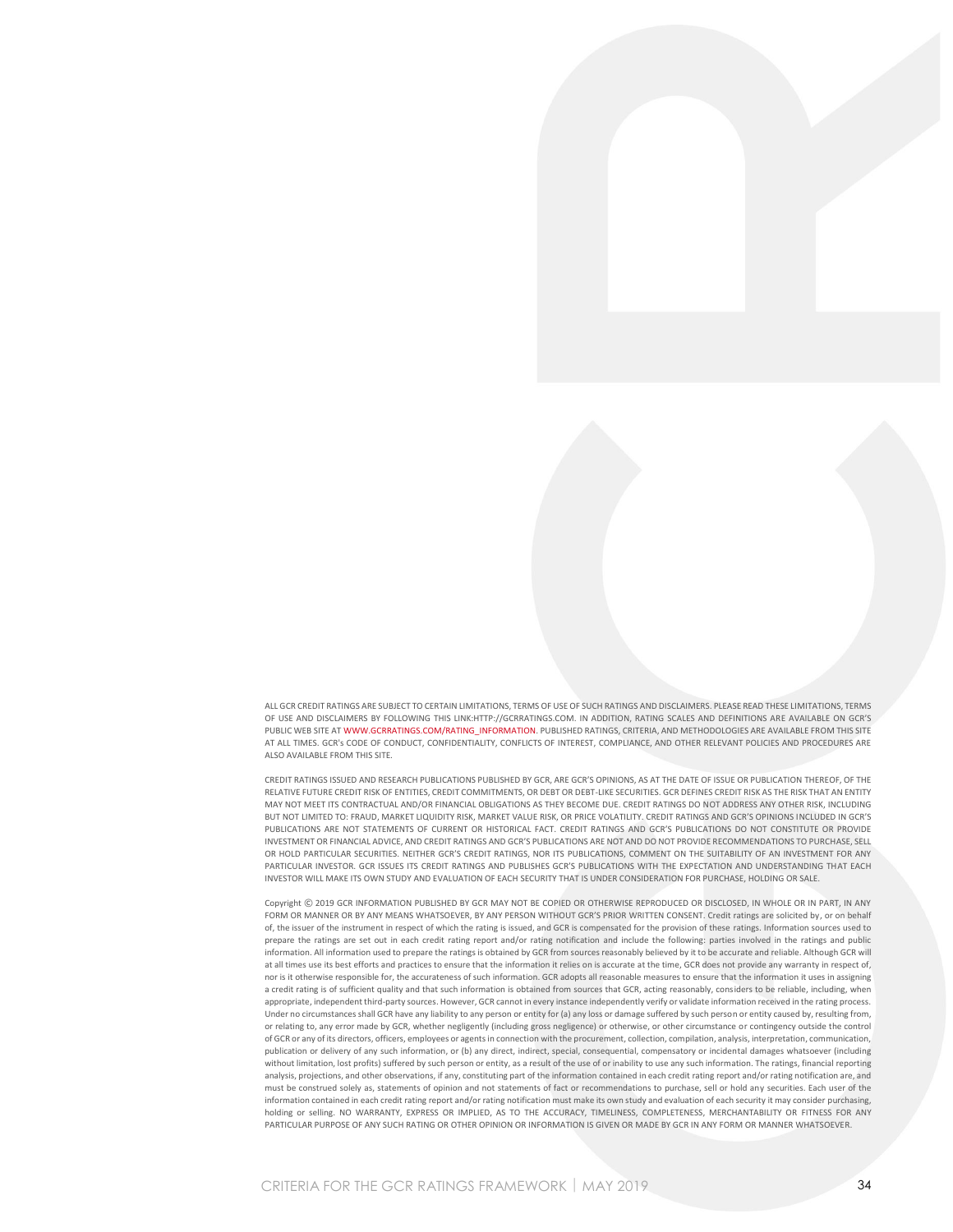ALL GCR CREDIT RATINGS ARE SUBJECT TO CERTAIN LIMITATIONS, TERMS OF USE OF SUCH RATINGS AND DISCLAIMERS. PLEASE READ THESE LIMITATIONS, TERMS OF USE AND DISCLAIMERS BY FOLLOWING THIS LINK:HTTP://GCRRATINGS.COM. IN ADDITION, RATING SCALES AND DEFINITIONS ARE AVAILABLE ON GCR'S PUBLIC WEB SITE AT WWW.GCRRATINGS.COM/RATING_INFORMATION. PUBLISHED RATINGS, CRITERIA, AND METHODOLOGIES ARE AVAILABLE FROM THIS SITE AT ALL TIMES. GCR's CODE OF CONDUCT, CONFIDENTIALITY, CONFLICTS OF INTEREST, COMPLIANCE, AND OTHER RELEVANT POLICIES AND PROCEDURES ARE ALSO AVAILABLE FROM THIS SITE.

CREDIT RATINGS ISSUED AND RESEARCH PUBLICATIONS PUBLISHED BY GCR, ARE GCR'S OPINIONS, AS AT THE DATE OF ISSUE OR PUBLICATION THEREOF, OF THE RELATIVE FUTURE CREDIT RISK OF ENTITIES, CREDIT COMMITMENTS, OR DEBT OR DEBT-LIKE SECURITIES. GCR DEFINES CREDIT RISK AS THE RISK THAT AN ENTITY MAY NOT MEET ITS CONTRACTUAL AND/OR FINANCIAL OBLIGATIONS AS THEY BECOME DUE. CREDIT RATINGS DO NOT ADDRESS ANY OTHER RISK, INCLUDING BUT NOT LIMITED TO: FRAUD, MARKET LIQUIDITY RISK, MARKET VALUE RISK, OR PRICE VOLATILITY. CREDIT RATINGS AND GCR'S OPINIONS INCLUDED IN GCR'S PUBLICATIONS ARE NOT STATEMENTS OF CURRENT OR HISTORICAL FACT. CREDIT RATINGS AND GCR'S PUBLICATIONS DO NOT CONSTITUTE OR PROVIDE INVESTMENT OR FINANCIAL ADVICE, AND CREDIT RATINGS AND GCR'S PUBLICATIONS ARE NOT AND DO NOT PROVIDE RECOMMENDATIONS TO PURCHASE, SELL OR HOLD PARTICULAR SECURITIES. NEITHER GCR'S CREDIT RATINGS, NOR ITS PUBLICATIONS, COMMENT ON THE SUITABILITY OF AN INVESTMENT FOR ANY PARTICULAR INVESTOR. GCR ISSUES ITS CREDIT RATINGS AND PUBLISHES GCR'S PUBLICATIONS WITH THE EXPECTATION AND UNDERSTANDING THAT EACH INVESTOR WILL MAKE ITS OWN STUDY AND EVALUATION OF EACH SECURITY THAT IS UNDER CONSIDERATION FOR PURCHASE, HOLDING OR SALE.

Copyright © 2019 GCR INFORMATION PUBLISHED BY GCR MAY NOT BE COPIED OR OTHERWISE REPRODUCED OR DISCLOSED, IN WHOLE OR IN PART, IN ANY FORM OR MANNER OR BY ANY MEANS WHATSOEVER, BY ANY PERSON WITHOUT GCR'S PRIOR WRITTEN CONSENT. Credit ratings are solicited by, or on behalf of, the issuer of the instrument in respect of which the rating is issued, and GCR is compensated for the provision of these ratings. Information sources used to prepare the ratings are set out in each credit rating report and/or rating notification and include the following: parties involved in the ratings and public information. All information used to prepare the ratings is obtained by GCR from sources reasonably believed by it to be accurate and reliable. Although GCR will at all times use its best efforts and practices to ensure that the information it relies on is accurate at the time, GCR does not provide any warranty in respect of, nor is it otherwise responsible for, the accurateness of such information. GCR adopts all reasonable measures to ensure that the information it uses in assigning a credit rating is of sufficient quality and that such information is obtained from sources that GCR, acting reasonably, considers to be reliable, including, when appropriate, independent third-party sources. However, GCR cannot in every instance independently verify or validate information received in the rating process. Under no circumstances shall GCR have any liability to any person or entity for (a) any loss or damage suffered by such person or entity caused by, resulting from, or relating to, any error made by GCR, whether negligently (including gross negligence) or otherwise, or other circumstance or contingency outside the control of GCR or any of its directors, officers, employees or agents in connection with the procurement, collection, compilation, analysis, interpretation, communication, publication or delivery of any such information, or (b) any direct, indirect, special, consequential, compensatory or incidental damages whatsoever (including without limitation, lost profits) suffered by such person or entity, as a result of the use of or inability to use any such information. The ratings, financial reporting analysis, projections, and other observations, if any, constituting part of the information contained in each credit rating report and/or rating notification are, and must be construed solely as, statements of opinion and not statements of fact or recommendations to purchase, sell or hold any securities. Each user of the information contained in each credit rating report and/or rating notification must make its own study and evaluation of each security it may consider purchasing, holding or selling. NO WARRANTY, EXPRESS OR IMPLIED, AS TO THE ACCURACY, TIMELINESS, COMPLETENESS, MERCHANTABILITY OR FITNESS FOR ANY PARTICULAR PURPOSE OF ANY SUCH RATING OR OTHER OPINION OR INFORMATION IS GIVEN OR MADE BY GCR IN ANY FORM OR MANNER WHATSOEVER.